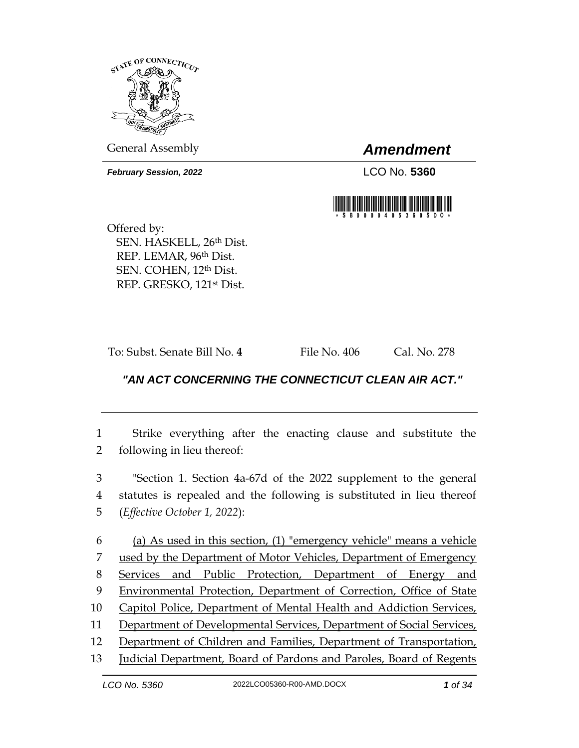General Assembly

# *Amendment*

***February Session, 2022***

LCO No. **5360**

Offered by:
SEN. HASKELL, 26th Dist.
REP. LEMAR, 96th Dist.
SEN. COHEN, 12th Dist.
REP. GRESKO, 121st Dist.

To: Subst. Senate Bill No. **4** File No. 406 Cal. No. 278

## *"AN ACT CONCERNING THE CONNECTICUT CLEAN AIR ACT."*

1 Strike everything after the enacting clause and substitute the
2 following in lieu thereof:

3 "Section 1. Section 4a-67d of the 2022 supplement to the general
4 statutes is repealed and the following is substituted in lieu thereof
5 (*Effective October 1, 2022*):

6 <u>(a) As used in this section, (1) "emergency vehicle" means a vehicle</u>
7 <u>used by the Department of Motor Vehicles, Department of Emergency</u>
8 <u>Services and Public Protection, Department of Energy and</u>
9 <u>Environmental Protection, Department of Correction, Office of State</u>
10 <u>Capitol Police, Department of Mental Health and Addiction Services,</u>
11 <u>Department of Developmental Services, Department of Social Services,</u>
12 <u>Department of Children and Families, Department of Transportation,</u>
13 <u>Judicial Department, Board of Pardons and Paroles, Board of Regents</u>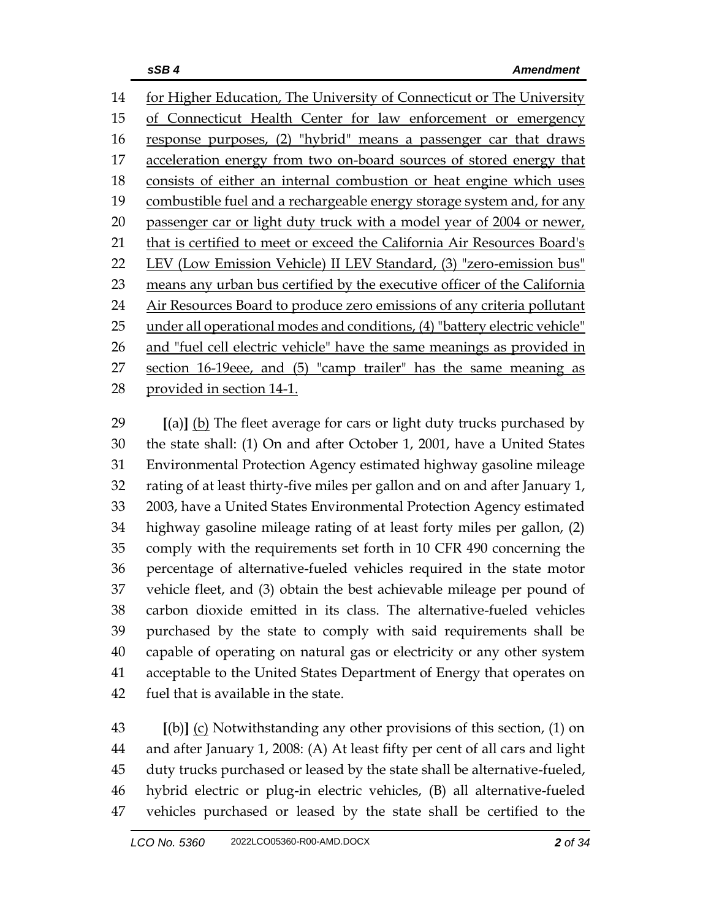for Higher Education, The University of Connecticut or The University of Connecticut Health Center for law enforcement or emergency response purposes, (2) "hybrid" means a passenger car that draws acceleration energy from two on-board sources of stored energy that consists of either an internal combustion or heat engine which uses combustible fuel and a rechargeable energy storage system and, for any passenger car or light duty truck with a model year of 2004 or newer, that is certified to meet or exceed the California Air Resources Board's LEV (Low Emission Vehicle) II LEV Standard, (3) "zero-emission bus" means any urban bus certified by the executive officer of the California Air Resources Board to produce zero emissions of any criteria pollutant under all operational modes and conditions, (4) "battery electric vehicle" and "fuel cell electric vehicle" have the same meanings as provided in section 16-19eee, and (5) "camp trailer" has the same meaning as provided in section 14-1.

**[**(a)**]** (b) The fleet average for cars or light duty trucks purchased by the state shall: (1) On and after October 1, 2001, have a United States Environmental Protection Agency estimated highway gasoline mileage rating of at least thirty-five miles per gallon and on and after January 1, 2003, have a United States Environmental Protection Agency estimated highway gasoline mileage rating of at least forty miles per gallon, (2) comply with the requirements set forth in 10 CFR 490 concerning the percentage of alternative-fueled vehicles required in the state motor vehicle fleet, and (3) obtain the best achievable mileage per pound of carbon dioxide emitted in its class. The alternative-fueled vehicles purchased by the state to comply with said requirements shall be capable of operating on natural gas or electricity or any other system acceptable to the United States Department of Energy that operates on fuel that is available in the state.

**[**(b)**]** (c) Notwithstanding any other provisions of this section, (1) on and after January 1, 2008: (A) At least fifty per cent of all cars and light duty trucks purchased or leased by the state shall be alternative-fueled, hybrid electric or plug-in electric vehicles, (B) all alternative-fueled vehicles purchased or leased by the state shall be certified to the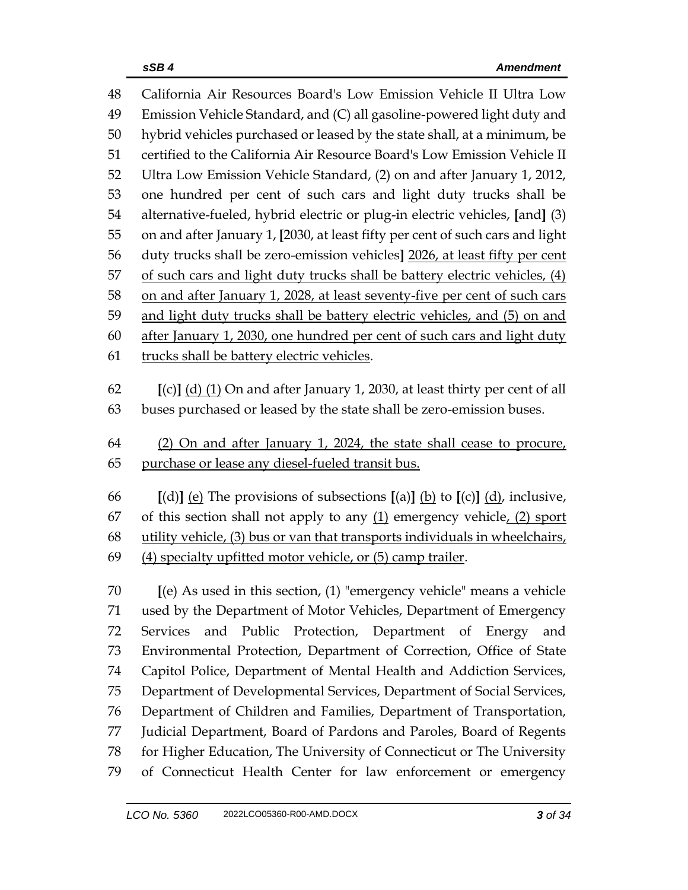48 California Air Resources Board's Low Emission Vehicle II Ultra Low
49 Emission Vehicle Standard, and (C) all gasoline-powered light duty and
50 hybrid vehicles purchased or leased by the state shall, at a minimum, be
51 certified to the California Air Resource Board's Low Emission Vehicle II
52 Ultra Low Emission Vehicle Standard, (2) on and after January 1, 2012,
53 one hundred per cent of such cars and light duty trucks shall be
54 alternative-fueled, hybrid electric or plug-in electric vehicles, **[**and**]** (3)
55 on and after January 1, **[**2030, at least fifty per cent of such cars and light
56 duty trucks shall be zero-emission vehicles**]** <u>2026, at least fifty per cent</u>
57 <u>of such cars and light duty trucks shall be battery electric vehicles, (4)</u>
58 <u>on and after January 1, 2028, at least seventy-five per cent of such cars</u>
59 <u>and light duty trucks shall be battery electric vehicles, and (5) on and</u>
60 <u>after January 1, 2030, one hundred per cent of such cars and light duty</u>
61 <u>trucks shall be battery electric vehicles</u>.

62 **[**(c)**]** <u>(d) (1)</u> On and after January 1, 2030, at least thirty per cent of all
63 buses purchased or leased by the state shall be zero-emission buses.

64 <u>(2) On and after January 1, 2024, the state shall cease to procure,</u>
65 <u>purchase or lease any diesel-fueled transit bus.</u>

66 **[**(d)**]** <u>(e)</u> The provisions of subsections **[**(a)**]** <u>(b)</u> to **[**(c)**]** <u>(d)</u>, inclusive,
67 of this section shall not apply to any <u>(1)</u> emergency vehicle<u>, (2) sport</u>
68 <u>utility vehicle, (3) bus or van that transports individuals in wheelchairs,</u>
69 <u>(4) specialty upfitted motor vehicle, or (5) camp trailer</u>.

70 **[**(e) As used in this section, (1) "emergency vehicle" means a vehicle
71 used by the Department of Motor Vehicles, Department of Emergency
72 Services and Public Protection, Department of Energy and
73 Environmental Protection, Department of Correction, Office of State
74 Capitol Police, Department of Mental Health and Addiction Services,
75 Department of Developmental Services, Department of Social Services,
76 Department of Children and Families, Department of Transportation,
77 Judicial Department, Board of Pardons and Paroles, Board of Regents
78 for Higher Education, The University of Connecticut or The University
79 of Connecticut Health Center for law enforcement or emergency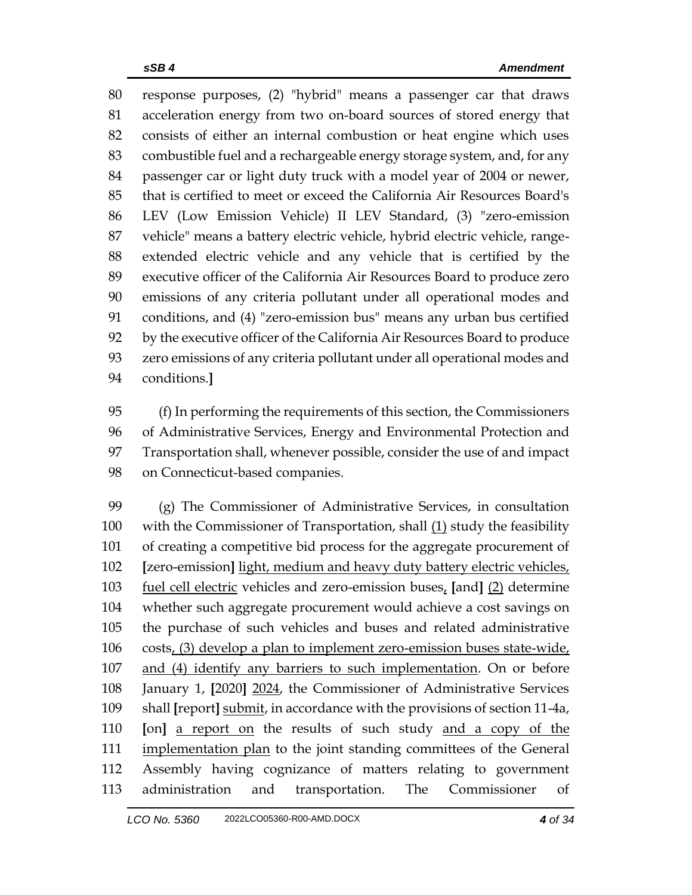response purposes, (2) "hybrid" means a passenger car that draws acceleration energy from two on-board sources of stored energy that consists of either an internal combustion or heat engine which uses combustible fuel and a rechargeable energy storage system, and, for any passenger car or light duty truck with a model year of 2004 or newer, that is certified to meet or exceed the California Air Resources Board's LEV (Low Emission Vehicle) II LEV Standard, (3) "zero-emission vehicle" means a battery electric vehicle, hybrid electric vehicle, range-extended electric vehicle and any vehicle that is certified by the executive officer of the California Air Resources Board to produce zero emissions of any criteria pollutant under all operational modes and conditions, and (4) "zero-emission bus" means any urban bus certified by the executive officer of the California Air Resources Board to produce zero emissions of any criteria pollutant under all operational modes and conditions.**]**

(f) In performing the requirements of this section, the Commissioners of Administrative Services, Energy and Environmental Protection and Transportation shall, whenever possible, consider the use of and impact on Connecticut-based companies.

(g) The Commissioner of Administrative Services, in consultation with the Commissioner of Transportation, shall <u>(1)</u> study the feasibility of creating a competitive bid process for the aggregate procurement of **[**zero-emission**]** <u>light, medium and heavy duty battery electric vehicles, fuel cell electric</u> vehicles and zero-emission buses<u>,</u> **[**and**]** <u>(2)</u> determine whether such aggregate procurement would achieve a cost savings on the purchase of such vehicles and buses and related administrative costs<u>, (3) develop a plan to implement zero-emission buses state-wide, and (4) identify any barriers to such implementation</u>. On or before January 1, **[**2020**]** <u>2024</u>, the Commissioner of Administrative Services shall **[**report**]** <u>submit</u>, in accordance with the provisions of section 11-4a, **[**on**]** <u>a report on</u> the results of such study <u>and a copy of the implementation plan</u> to the joint standing committees of the General Assembly having cognizance of matters relating to government administration and transportation. The Commissioner of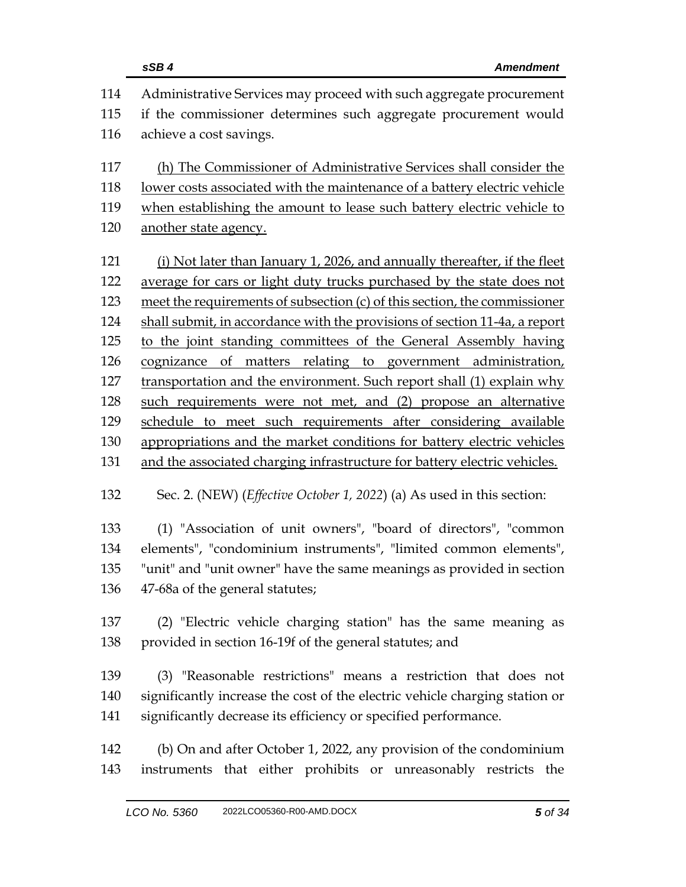Administrative Services may proceed with such aggregate procurement if the commissioner determines such aggregate procurement would achieve a cost savings.

<u>(h) The Commissioner of Administrative Services shall consider the lower costs associated with the maintenance of a battery electric vehicle when establishing the amount to lease such battery electric vehicle to another state agency.</u>

<u>(i) Not later than January 1, 2026, and annually thereafter, if the fleet average for cars or light duty trucks purchased by the state does not meet the requirements of subsection (c) of this section, the commissioner shall submit, in accordance with the provisions of section 11-4a, a report to the joint standing committees of the General Assembly having cognizance of matters relating to government administration, transportation and the environment. Such report shall (1) explain why such requirements were not met, and (2) propose an alternative schedule to meet such requirements after considering available appropriations and the market conditions for battery electric vehicles and the associated charging infrastructure for battery electric vehicles.</u>

Sec. 2. (NEW) (*Effective October 1, 2022*) (a) As used in this section:

(1) "Association of unit owners", "board of directors", "common elements", "condominium instruments", "limited common elements", "unit" and "unit owner" have the same meanings as provided in section 47-68a of the general statutes;

(2) "Electric vehicle charging station" has the same meaning as provided in section 16-19f of the general statutes; and

(3) "Reasonable restrictions" means a restriction that does not significantly increase the cost of the electric vehicle charging station or significantly decrease its efficiency or specified performance.

(b) On and after October 1, 2022, any provision of the condominium instruments that either prohibits or unreasonably restricts the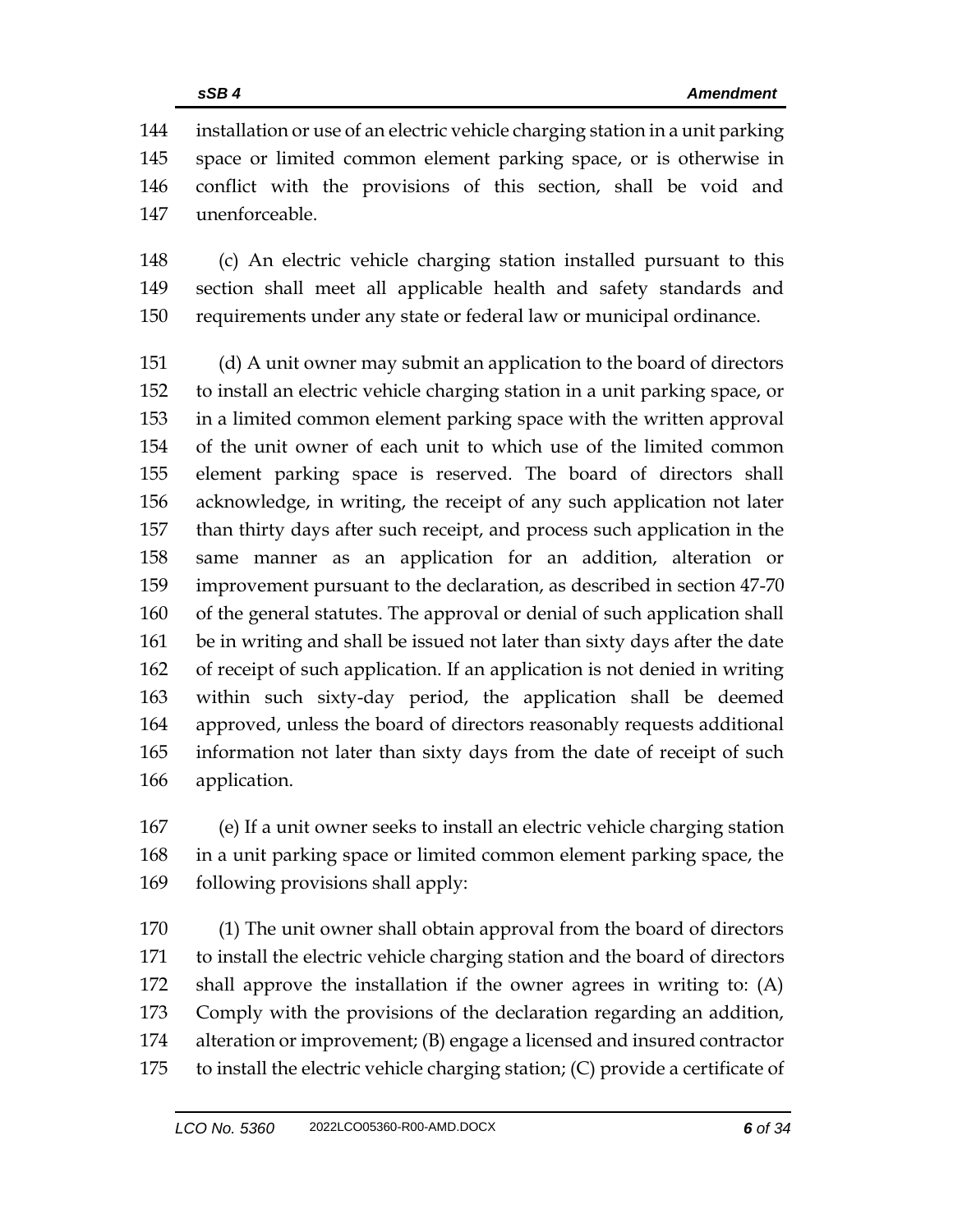installation or use of an electric vehicle charging station in a unit parking space or limited common element parking space, or is otherwise in conflict with the provisions of this section, shall be void and unenforceable.

(c) An electric vehicle charging station installed pursuant to this section shall meet all applicable health and safety standards and requirements under any state or federal law or municipal ordinance.

(d) A unit owner may submit an application to the board of directors to install an electric vehicle charging station in a unit parking space, or in a limited common element parking space with the written approval of the unit owner of each unit to which use of the limited common element parking space is reserved. The board of directors shall acknowledge, in writing, the receipt of any such application not later than thirty days after such receipt, and process such application in the same manner as an application for an addition, alteration or improvement pursuant to the declaration, as described in section 47-70 of the general statutes. The approval or denial of such application shall be in writing and shall be issued not later than sixty days after the date of receipt of such application. If an application is not denied in writing within such sixty-day period, the application shall be deemed approved, unless the board of directors reasonably requests additional information not later than sixty days from the date of receipt of such application.

(e) If a unit owner seeks to install an electric vehicle charging station in a unit parking space or limited common element parking space, the following provisions shall apply:

(1) The unit owner shall obtain approval from the board of directors to install the electric vehicle charging station and the board of directors shall approve the installation if the owner agrees in writing to: (A) Comply with the provisions of the declaration regarding an addition, alteration or improvement; (B) engage a licensed and insured contractor to install the electric vehicle charging station; (C) provide a certificate of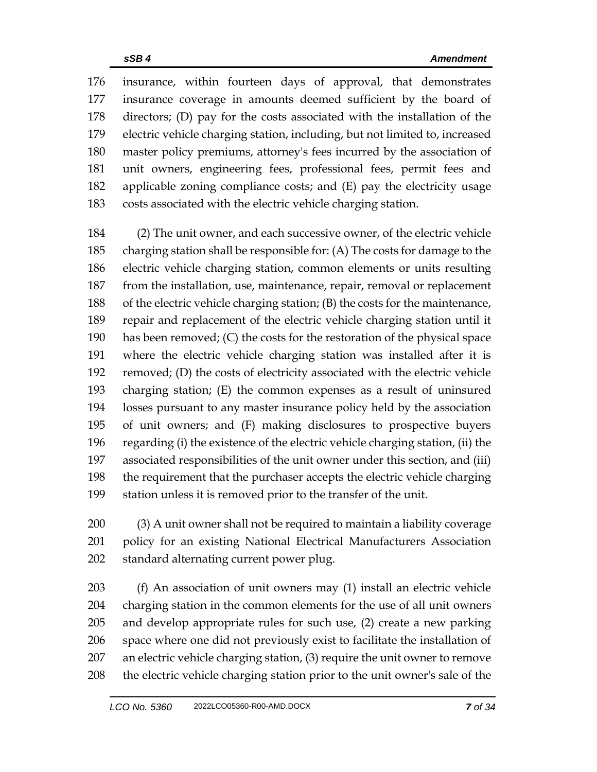176 insurance, within fourteen days of approval, that demonstrates
177 insurance coverage in amounts deemed sufficient by the board of
178 directors; (D) pay for the costs associated with the installation of the
179 electric vehicle charging station, including, but not limited to, increased
180 master policy premiums, attorney's fees incurred by the association of
181 unit owners, engineering fees, professional fees, permit fees and
182 applicable zoning compliance costs; and (E) pay the electricity usage
183 costs associated with the electric vehicle charging station.

184 (2) The unit owner, and each successive owner, of the electric vehicle
185 charging station shall be responsible for: (A) The costs for damage to the
186 electric vehicle charging station, common elements or units resulting
187 from the installation, use, maintenance, repair, removal or replacement
188 of the electric vehicle charging station; (B) the costs for the maintenance,
189 repair and replacement of the electric vehicle charging station until it
190 has been removed; (C) the costs for the restoration of the physical space
191 where the electric vehicle charging station was installed after it is
192 removed; (D) the costs of electricity associated with the electric vehicle
193 charging station; (E) the common expenses as a result of uninsured
194 losses pursuant to any master insurance policy held by the association
195 of unit owners; and (F) making disclosures to prospective buyers
196 regarding (i) the existence of the electric vehicle charging station, (ii) the
197 associated responsibilities of the unit owner under this section, and (iii)
198 the requirement that the purchaser accepts the electric vehicle charging
199 station unless it is removed prior to the transfer of the unit.

200 (3) A unit owner shall not be required to maintain a liability coverage
201 policy for an existing National Electrical Manufacturers Association
202 standard alternating current power plug.

203 (f) An association of unit owners may (1) install an electric vehicle
204 charging station in the common elements for the use of all unit owners
205 and develop appropriate rules for such use, (2) create a new parking
206 space where one did not previously exist to facilitate the installation of
207 an electric vehicle charging station, (3) require the unit owner to remove
208 the electric vehicle charging station prior to the unit owner's sale of the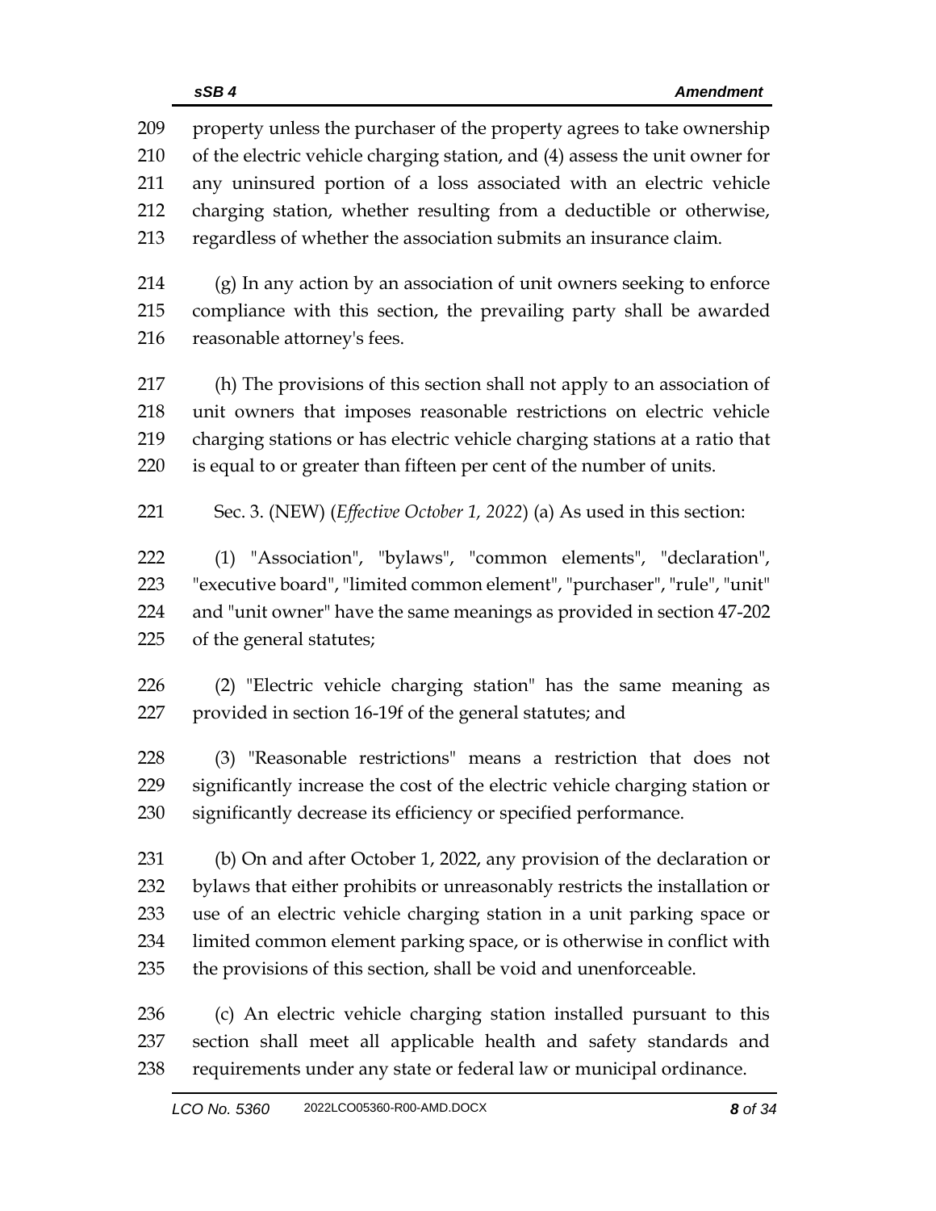property unless the purchaser of the property agrees to take ownership of the electric vehicle charging station, and (4) assess the unit owner for any uninsured portion of a loss associated with an electric vehicle charging station, whether resulting from a deductible or otherwise, regardless of whether the association submits an insurance claim.

(g) In any action by an association of unit owners seeking to enforce compliance with this section, the prevailing party shall be awarded reasonable attorney's fees.

(h) The provisions of this section shall not apply to an association of unit owners that imposes reasonable restrictions on electric vehicle charging stations or has electric vehicle charging stations at a ratio that is equal to or greater than fifteen per cent of the number of units.

Sec. 3. (NEW) (*Effective October 1, 2022*) (a) As used in this section:

(1) "Association", "bylaws", "common elements", "declaration", "executive board", "limited common element", "purchaser", "rule", "unit" and "unit owner" have the same meanings as provided in section 47-202 of the general statutes;

(2) "Electric vehicle charging station" has the same meaning as provided in section 16-19f of the general statutes; and

(3) "Reasonable restrictions" means a restriction that does not significantly increase the cost of the electric vehicle charging station or significantly decrease its efficiency or specified performance.

(b) On and after October 1, 2022, any provision of the declaration or bylaws that either prohibits or unreasonably restricts the installation or use of an electric vehicle charging station in a unit parking space or limited common element parking space, or is otherwise in conflict with the provisions of this section, shall be void and unenforceable.

(c) An electric vehicle charging station installed pursuant to this section shall meet all applicable health and safety standards and requirements under any state or federal law or municipal ordinance.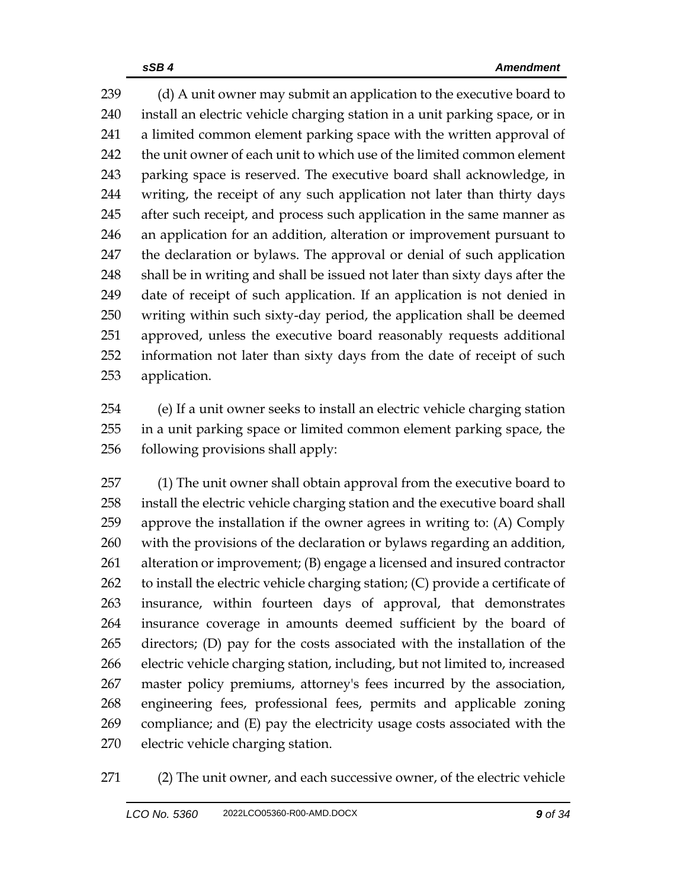(d) A unit owner may submit an application to the executive board to install an electric vehicle charging station in a unit parking space, or in a limited common element parking space with the written approval of the unit owner of each unit to which use of the limited common element parking space is reserved. The executive board shall acknowledge, in writing, the receipt of any such application not later than thirty days after such receipt, and process such application in the same manner as an application for an addition, alteration or improvement pursuant to the declaration or bylaws. The approval or denial of such application shall be in writing and shall be issued not later than sixty days after the date of receipt of such application. If an application is not denied in writing within such sixty-day period, the application shall be deemed approved, unless the executive board reasonably requests additional information not later than sixty days from the date of receipt of such application.

(e) If a unit owner seeks to install an electric vehicle charging station in a unit parking space or limited common element parking space, the following provisions shall apply:

(1) The unit owner shall obtain approval from the executive board to install the electric vehicle charging station and the executive board shall approve the installation if the owner agrees in writing to: (A) Comply with the provisions of the declaration or bylaws regarding an addition, alteration or improvement; (B) engage a licensed and insured contractor to install the electric vehicle charging station; (C) provide a certificate of insurance, within fourteen days of approval, that demonstrates insurance coverage in amounts deemed sufficient by the board of directors; (D) pay for the costs associated with the installation of the electric vehicle charging station, including, but not limited to, increased master policy premiums, attorney's fees incurred by the association, engineering fees, professional fees, permits and applicable zoning compliance; and (E) pay the electricity usage costs associated with the electric vehicle charging station.

(2) The unit owner, and each successive owner, of the electric vehicle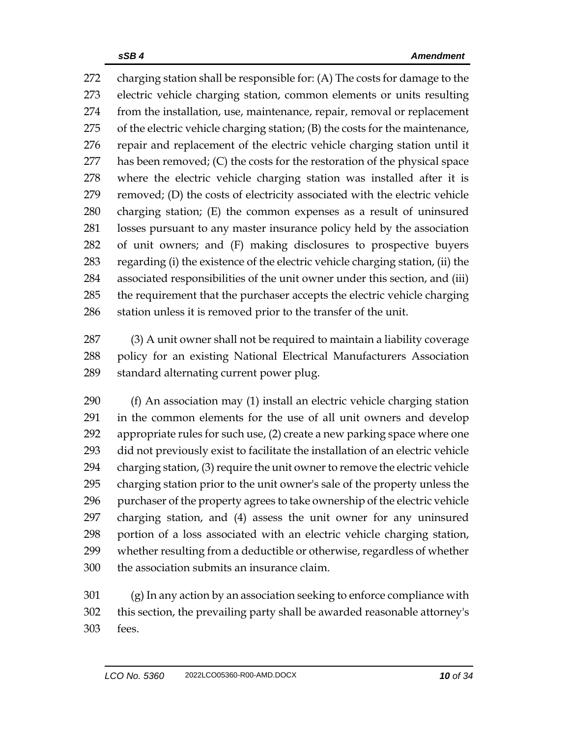charging station shall be responsible for: (A) The costs for damage to the electric vehicle charging station, common elements or units resulting from the installation, use, maintenance, repair, removal or replacement of the electric vehicle charging station; (B) the costs for the maintenance, repair and replacement of the electric vehicle charging station until it has been removed; (C) the costs for the restoration of the physical space where the electric vehicle charging station was installed after it is removed; (D) the costs of electricity associated with the electric vehicle charging station; (E) the common expenses as a result of uninsured losses pursuant to any master insurance policy held by the association of unit owners; and (F) making disclosures to prospective buyers regarding (i) the existence of the electric vehicle charging station, (ii) the associated responsibilities of the unit owner under this section, and (iii) the requirement that the purchaser accepts the electric vehicle charging station unless it is removed prior to the transfer of the unit.

(3) A unit owner shall not be required to maintain a liability coverage policy for an existing National Electrical Manufacturers Association standard alternating current power plug.

(f) An association may (1) install an electric vehicle charging station in the common elements for the use of all unit owners and develop appropriate rules for such use, (2) create a new parking space where one did not previously exist to facilitate the installation of an electric vehicle charging station, (3) require the unit owner to remove the electric vehicle charging station prior to the unit owner's sale of the property unless the purchaser of the property agrees to take ownership of the electric vehicle charging station, and (4) assess the unit owner for any uninsured portion of a loss associated with an electric vehicle charging station, whether resulting from a deductible or otherwise, regardless of whether the association submits an insurance claim.

(g) In any action by an association seeking to enforce compliance with this section, the prevailing party shall be awarded reasonable attorney's fees.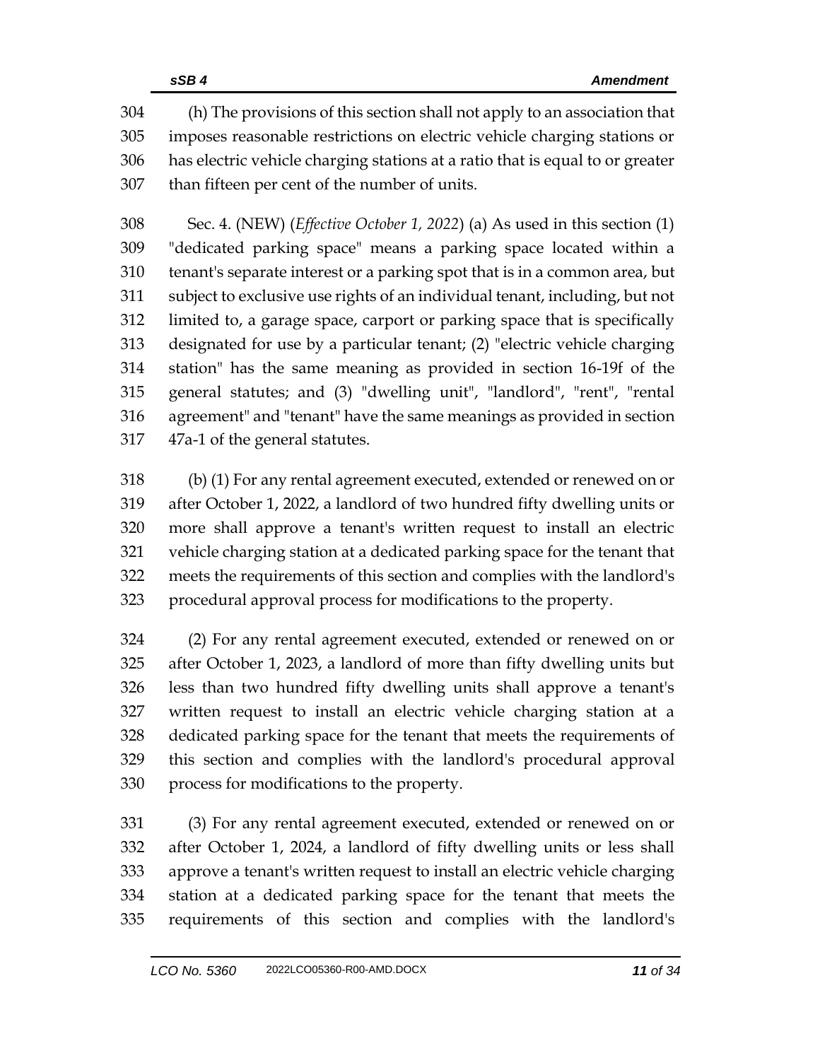(h) The provisions of this section shall not apply to an association that imposes reasonable restrictions on electric vehicle charging stations or has electric vehicle charging stations at a ratio that is equal to or greater than fifteen per cent of the number of units.

Sec. 4. (NEW) (*Effective October 1, 2022*) (a) As used in this section (1) "dedicated parking space" means a parking space located within a tenant's separate interest or a parking spot that is in a common area, but subject to exclusive use rights of an individual tenant, including, but not limited to, a garage space, carport or parking space that is specifically designated for use by a particular tenant; (2) "electric vehicle charging station" has the same meaning as provided in section 16-19f of the general statutes; and (3) "dwelling unit", "landlord", "rent", "rental agreement" and "tenant" have the same meanings as provided in section 47a-1 of the general statutes.

(b) (1) For any rental agreement executed, extended or renewed on or after October 1, 2022, a landlord of two hundred fifty dwelling units or more shall approve a tenant's written request to install an electric vehicle charging station at a dedicated parking space for the tenant that meets the requirements of this section and complies with the landlord's procedural approval process for modifications to the property.

(2) For any rental agreement executed, extended or renewed on or after October 1, 2023, a landlord of more than fifty dwelling units but less than two hundred fifty dwelling units shall approve a tenant's written request to install an electric vehicle charging station at a dedicated parking space for the tenant that meets the requirements of this section and complies with the landlord's procedural approval process for modifications to the property.

(3) For any rental agreement executed, extended or renewed on or after October 1, 2024, a landlord of fifty dwelling units or less shall approve a tenant's written request to install an electric vehicle charging station at a dedicated parking space for the tenant that meets the requirements of this section and complies with the landlord's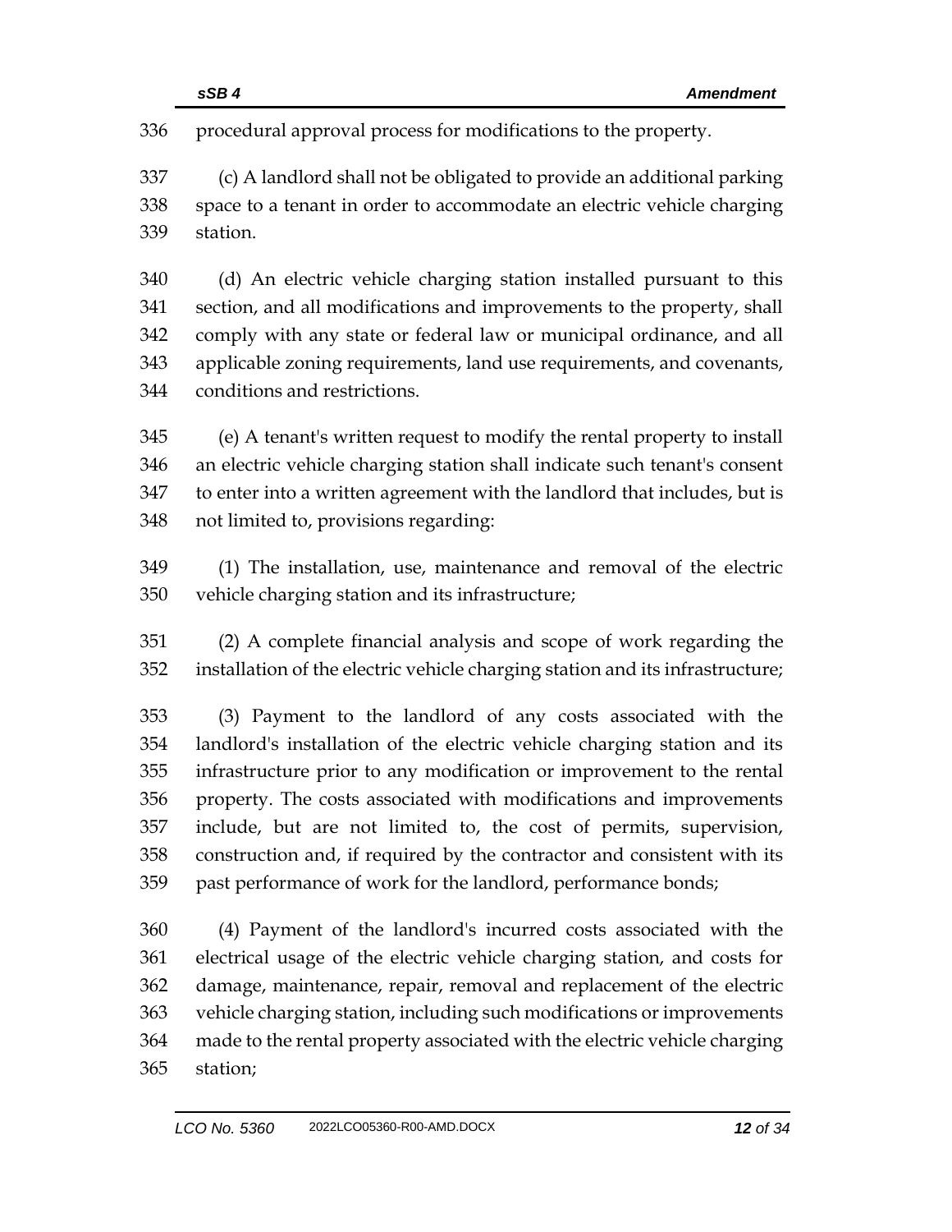procedural approval process for modifications to the property.

(c) A landlord shall not be obligated to provide an additional parking space to a tenant in order to accommodate an electric vehicle charging station.

(d) An electric vehicle charging station installed pursuant to this section, and all modifications and improvements to the property, shall comply with any state or federal law or municipal ordinance, and all applicable zoning requirements, land use requirements, and covenants, conditions and restrictions.

(e) A tenant's written request to modify the rental property to install an electric vehicle charging station shall indicate such tenant's consent to enter into a written agreement with the landlord that includes, but is not limited to, provisions regarding:

(1) The installation, use, maintenance and removal of the electric vehicle charging station and its infrastructure;

(2) A complete financial analysis and scope of work regarding the installation of the electric vehicle charging station and its infrastructure;

(3) Payment to the landlord of any costs associated with the landlord's installation of the electric vehicle charging station and its infrastructure prior to any modification or improvement to the rental property. The costs associated with modifications and improvements include, but are not limited to, the cost of permits, supervision, construction and, if required by the contractor and consistent with its past performance of work for the landlord, performance bonds;

(4) Payment of the landlord's incurred costs associated with the electrical usage of the electric vehicle charging station, and costs for damage, maintenance, repair, removal and replacement of the electric vehicle charging station, including such modifications or improvements made to the rental property associated with the electric vehicle charging station;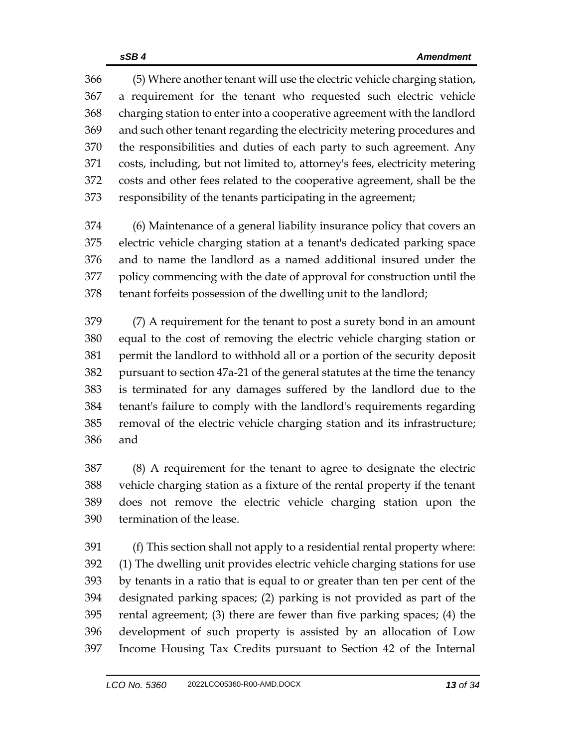(5) Where another tenant will use the electric vehicle charging station, a requirement for the tenant who requested such electric vehicle charging station to enter into a cooperative agreement with the landlord and such other tenant regarding the electricity metering procedures and the responsibilities and duties of each party to such agreement. Any costs, including, but not limited to, attorney's fees, electricity metering costs and other fees related to the cooperative agreement, shall be the responsibility of the tenants participating in the agreement;

(6) Maintenance of a general liability insurance policy that covers an electric vehicle charging station at a tenant's dedicated parking space and to name the landlord as a named additional insured under the policy commencing with the date of approval for construction until the tenant forfeits possession of the dwelling unit to the landlord;

(7) A requirement for the tenant to post a surety bond in an amount equal to the cost of removing the electric vehicle charging station or permit the landlord to withhold all or a portion of the security deposit pursuant to section 47a-21 of the general statutes at the time the tenancy is terminated for any damages suffered by the landlord due to the tenant's failure to comply with the landlord's requirements regarding removal of the electric vehicle charging station and its infrastructure; and

(8) A requirement for the tenant to agree to designate the electric vehicle charging station as a fixture of the rental property if the tenant does not remove the electric vehicle charging station upon the termination of the lease.

(f) This section shall not apply to a residential rental property where: (1) The dwelling unit provides electric vehicle charging stations for use by tenants in a ratio that is equal to or greater than ten per cent of the designated parking spaces; (2) parking is not provided as part of the rental agreement; (3) there are fewer than five parking spaces; (4) the development of such property is assisted by an allocation of Low Income Housing Tax Credits pursuant to Section 42 of the Internal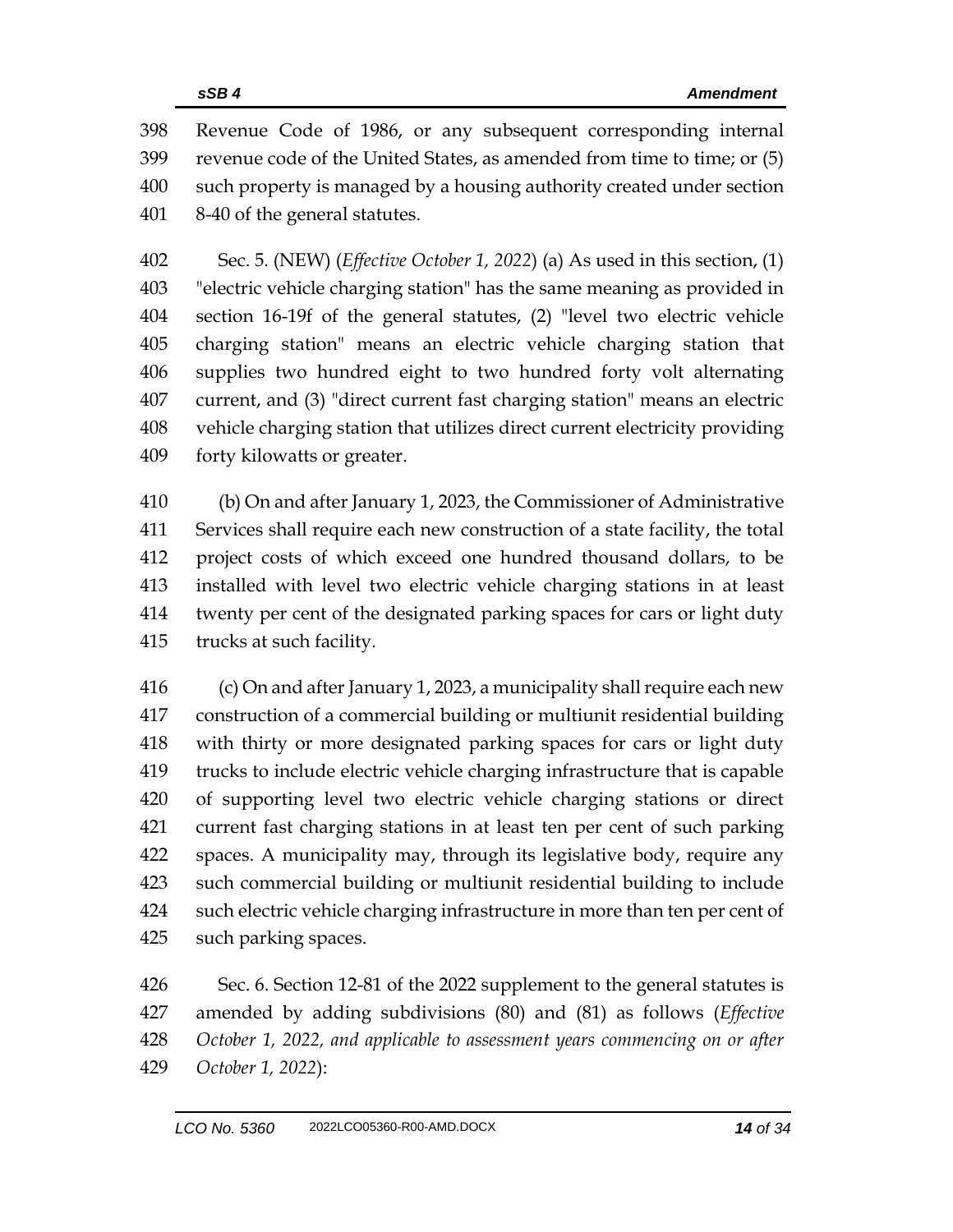Revenue Code of 1986, or any subsequent corresponding internal revenue code of the United States, as amended from time to time; or (5) such property is managed by a housing authority created under section 8-40 of the general statutes.

Sec. 5. (NEW) (*Effective October 1, 2022*) (a) As used in this section, (1) "electric vehicle charging station" has the same meaning as provided in section 16-19f of the general statutes, (2) "level two electric vehicle charging station" means an electric vehicle charging station that supplies two hundred eight to two hundred forty volt alternating current, and (3) "direct current fast charging station" means an electric vehicle charging station that utilizes direct current electricity providing forty kilowatts or greater.

(b) On and after January 1, 2023, the Commissioner of Administrative Services shall require each new construction of a state facility, the total project costs of which exceed one hundred thousand dollars, to be installed with level two electric vehicle charging stations in at least twenty per cent of the designated parking spaces for cars or light duty trucks at such facility.

(c) On and after January 1, 2023, a municipality shall require each new construction of a commercial building or multiunit residential building with thirty or more designated parking spaces for cars or light duty trucks to include electric vehicle charging infrastructure that is capable of supporting level two electric vehicle charging stations or direct current fast charging stations in at least ten per cent of such parking spaces. A municipality may, through its legislative body, require any such commercial building or multiunit residential building to include such electric vehicle charging infrastructure in more than ten per cent of such parking spaces.

Sec. 6. Section 12-81 of the 2022 supplement to the general statutes is amended by adding subdivisions (80) and (81) as follows (*Effective October 1, 2022, and applicable to assessment years commencing on or after October 1, 2022*):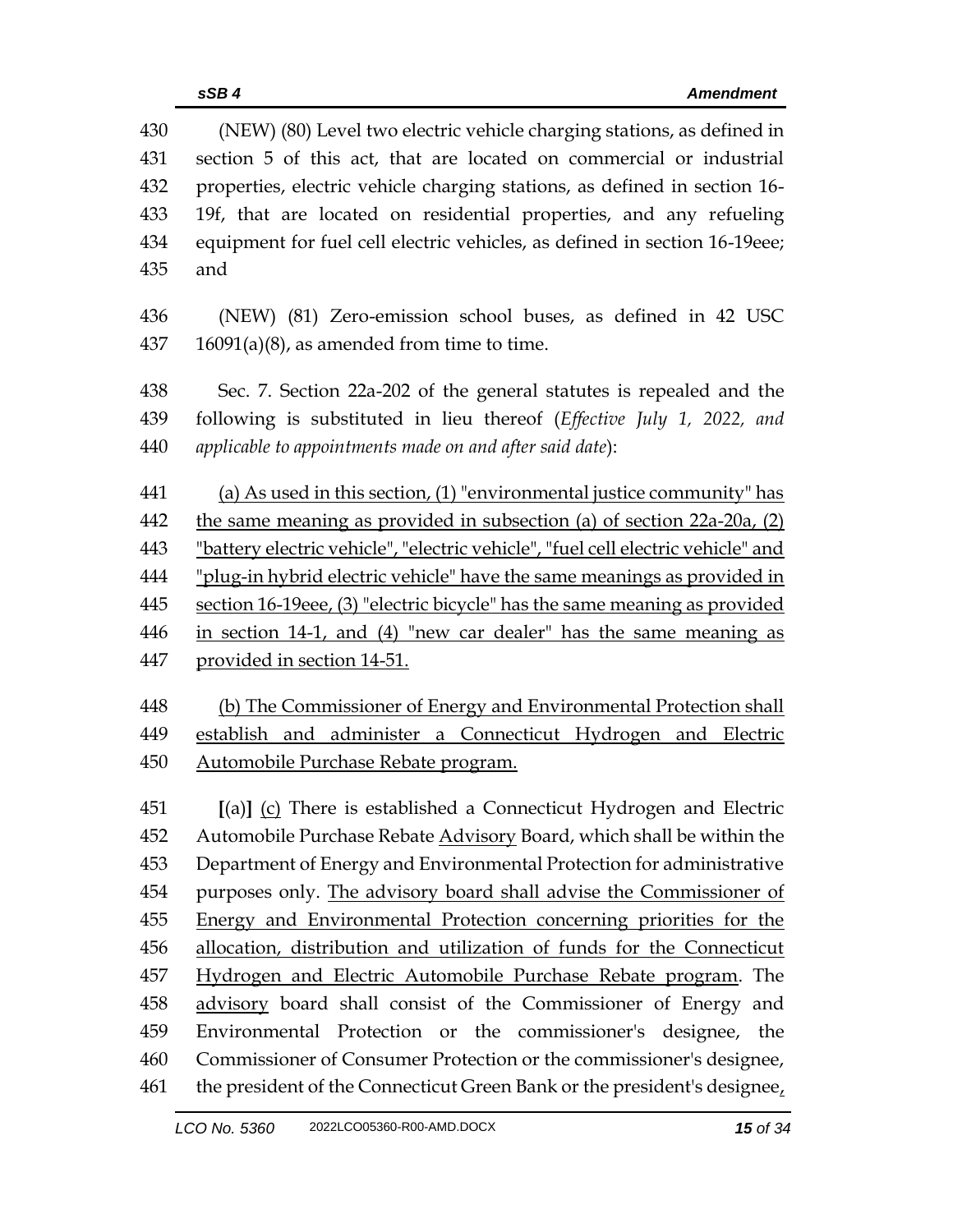(NEW) (80) Level two electric vehicle charging stations, as defined in section 5 of this act, that are located on commercial or industrial properties, electric vehicle charging stations, as defined in section 16-19f, that are located on residential properties, and any refueling equipment for fuel cell electric vehicles, as defined in section 16-19eee; and

(NEW) (81) Zero-emission school buses, as defined in 42 USC 16091(a)(8), as amended from time to time.

Sec. 7. Section 22a-202 of the general statutes is repealed and the following is substituted in lieu thereof (*Effective July 1, 2022, and applicable to appointments made on and after said date*):

<u>(a) As used in this section, (1) "environmental justice community" has the same meaning as provided in subsection (a) of section 22a-20a, (2) "battery electric vehicle", "electric vehicle", "fuel cell electric vehicle" and "plug-in hybrid electric vehicle" have the same meanings as provided in section 16-19eee, (3) "electric bicycle" has the same meaning as provided in section 14-1, and (4) "new car dealer" has the same meaning as provided in section 14-51.</u>

<u>(b) The Commissioner of Energy and Environmental Protection shall establish and administer a Connecticut Hydrogen and Electric Automobile Purchase Rebate program.</u>

**[**(a)**]** <u>(c)</u> There is established a Connecticut Hydrogen and Electric Automobile Purchase Rebate <u>Advisory</u> Board, which shall be within the Department of Energy and Environmental Protection for administrative purposes only. <u>The advisory board shall advise the Commissioner of Energy and Environmental Protection concerning priorities for the allocation, distribution and utilization of funds for the Connecticut Hydrogen and Electric Automobile Purchase Rebate program</u>. The <u>advisory</u> board shall consist of the Commissioner of Energy and Environmental Protection or the commissioner's designee, the Commissioner of Consumer Protection or the commissioner's designee, the president of the Connecticut Green Bank or the president's designee<u>,</u>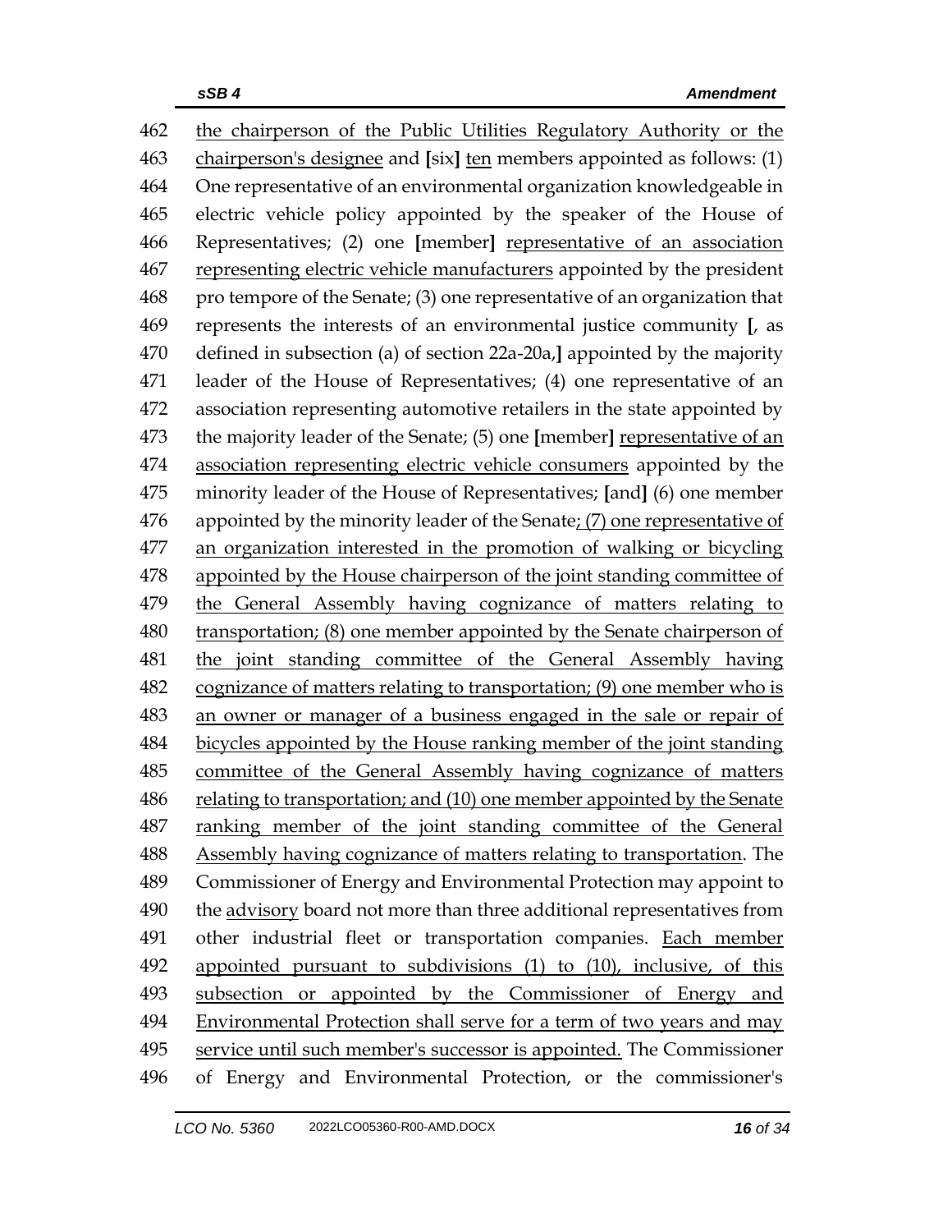462 the chairperson of the Public Utilities Regulatory Authority or the
463 chairperson's designee and **[**six**]** ten members appointed as follows: (1)
464 One representative of an environmental organization knowledgeable in
465 electric vehicle policy appointed by the speaker of the House of
466 Representatives; (2) one **[**member**]** representative of an association
467 representing electric vehicle manufacturers appointed by the president
468 pro tempore of the Senate; (3) one representative of an organization that
469 represents the interests of an environmental justice community **[**, as
470 defined in subsection (a) of section 22a-20a,**]** appointed by the majority
471 leader of the House of Representatives; (4) one representative of an
472 association representing automotive retailers in the state appointed by
473 the majority leader of the Senate; (5) one **[**member**]** representative of an
474 association representing electric vehicle consumers appointed by the
475 minority leader of the House of Representatives; **[**and**]** (6) one member
476 appointed by the minority leader of the Senate; (7) one representative of
477 an organization interested in the promotion of walking or bicycling
478 appointed by the House chairperson of the joint standing committee of
479 the General Assembly having cognizance of matters relating to
480 transportation; (8) one member appointed by the Senate chairperson of
481 the joint standing committee of the General Assembly having
482 cognizance of matters relating to transportation; (9) one member who is
483 an owner or manager of a business engaged in the sale or repair of
484 bicycles appointed by the House ranking member of the joint standing
485 committee of the General Assembly having cognizance of matters
486 relating to transportation; and (10) one member appointed by the Senate
487 ranking member of the joint standing committee of the General
488 Assembly having cognizance of matters relating to transportation. The
489 Commissioner of Energy and Environmental Protection may appoint to
490 the advisory board not more than three additional representatives from
491 other industrial fleet or transportation companies. Each member
492 appointed pursuant to subdivisions (1) to (10), inclusive, of this
493 subsection or appointed by the Commissioner of Energy and
494 Environmental Protection shall serve for a term of two years and may
495 service until such member's successor is appointed. The Commissioner
496 of Energy and Environmental Protection, or the commissioner's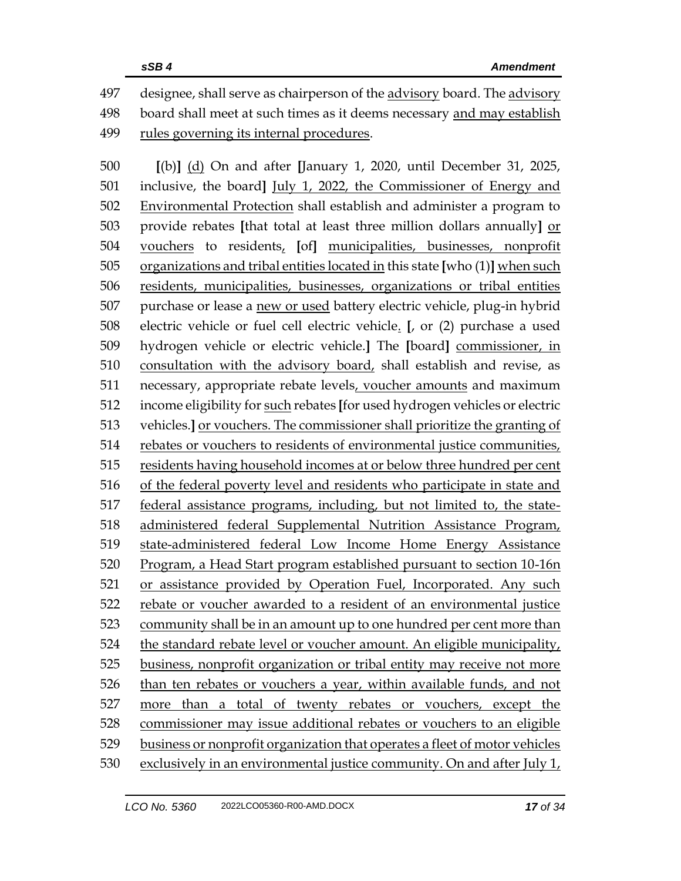497 designee, shall serve as chairperson of the advisory board. The advisory
498 board shall meet at such times as it deems necessary and may establish
499 rules governing its internal procedures.

500 [(b)] (d) On and after [January 1, 2020, until December 31, 2025,
501 inclusive, the board] July 1, 2022, the Commissioner of Energy and
502 Environmental Protection shall establish and administer a program to
503 provide rebates [that total at least three million dollars annually] or
504 vouchers to residents, [of] municipalities, businesses, nonprofit
505 organizations and tribal entities located in this state [who (1)] when such
506 residents, municipalities, businesses, organizations or tribal entities
507 purchase or lease a new or used battery electric vehicle, plug-in hybrid
508 electric vehicle or fuel cell electric vehicle. [, or (2) purchase a used
509 hydrogen vehicle or electric vehicle.] The [board] commissioner, in
510 consultation with the advisory board, shall establish and revise, as
511 necessary, appropriate rebate levels, voucher amounts and maximum
512 income eligibility for such rebates [for used hydrogen vehicles or electric
513 vehicles.] or vouchers. The commissioner shall prioritize the granting of
514 rebates or vouchers to residents of environmental justice communities,
515 residents having household incomes at or below three hundred per cent
516 of the federal poverty level and residents who participate in state and
517 federal assistance programs, including, but not limited to, the state-
518 administered federal Supplemental Nutrition Assistance Program,
519 state-administered federal Low Income Home Energy Assistance
520 Program, a Head Start program established pursuant to section 10-16n
521 or assistance provided by Operation Fuel, Incorporated. Any such
522 rebate or voucher awarded to a resident of an environmental justice
523 community shall be in an amount up to one hundred per cent more than
524 the standard rebate level or voucher amount. An eligible municipality,
525 business, nonprofit organization or tribal entity may receive not more
526 than ten rebates or vouchers a year, within available funds, and not
527 more than a total of twenty rebates or vouchers, except the
528 commissioner may issue additional rebates or vouchers to an eligible
529 business or nonprofit organization that operates a fleet of motor vehicles
530 exclusively in an environmental justice community. On and after July 1,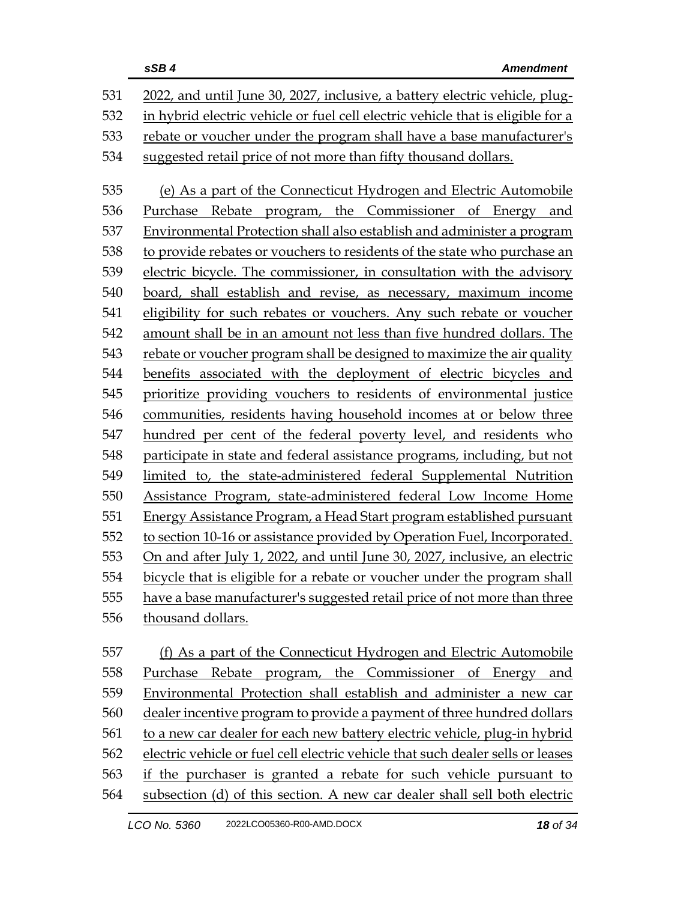2022, and until June 30, 2027, inclusive, a battery electric vehicle, plug-in hybrid electric vehicle or fuel cell electric vehicle that is eligible for a rebate or voucher under the program shall have a base manufacturer's suggested retail price of not more than fifty thousand dollars.

(e) As a part of the Connecticut Hydrogen and Electric Automobile Purchase Rebate program, the Commissioner of Energy and Environmental Protection shall also establish and administer a program to provide rebates or vouchers to residents of the state who purchase an electric bicycle. The commissioner, in consultation with the advisory board, shall establish and revise, as necessary, maximum income eligibility for such rebates or vouchers. Any such rebate or voucher amount shall be in an amount not less than five hundred dollars. The rebate or voucher program shall be designed to maximize the air quality benefits associated with the deployment of electric bicycles and prioritize providing vouchers to residents of environmental justice communities, residents having household incomes at or below three hundred per cent of the federal poverty level, and residents who participate in state and federal assistance programs, including, but not limited to, the state-administered federal Supplemental Nutrition Assistance Program, state-administered federal Low Income Home Energy Assistance Program, a Head Start program established pursuant to section 10-16 or assistance provided by Operation Fuel, Incorporated. On and after July 1, 2022, and until June 30, 2027, inclusive, an electric bicycle that is eligible for a rebate or voucher under the program shall have a base manufacturer's suggested retail price of not more than three thousand dollars.

(f) As a part of the Connecticut Hydrogen and Electric Automobile Purchase Rebate program, the Commissioner of Energy and Environmental Protection shall establish and administer a new car dealer incentive program to provide a payment of three hundred dollars to a new car dealer for each new battery electric vehicle, plug-in hybrid electric vehicle or fuel cell electric vehicle that such dealer sells or leases if the purchaser is granted a rebate for such vehicle pursuant to subsection (d) of this section. A new car dealer shall sell both electric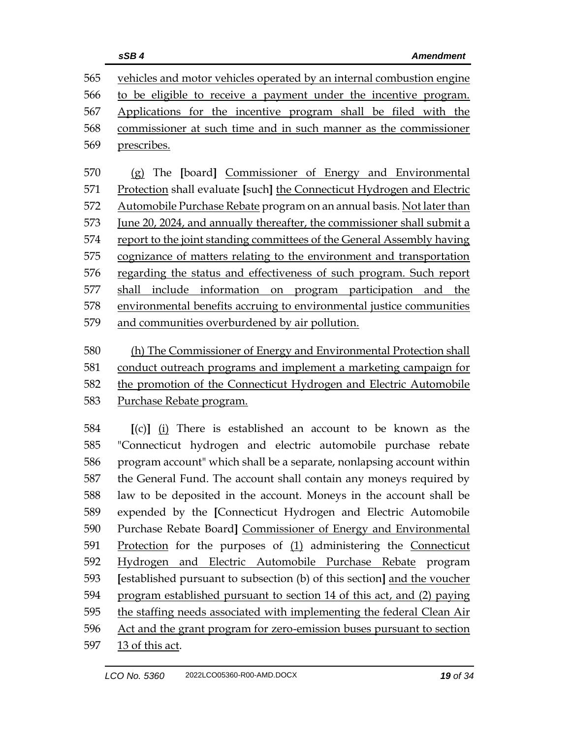565 vehicles and motor vehicles operated by an internal combustion engine
566 to be eligible to receive a payment under the incentive program.
567 Applications for the incentive program shall be filed with the
568 commissioner at such time and in such manner as the commissioner
569 prescribes.

570 (g) The [board] Commissioner of Energy and Environmental
571 Protection shall evaluate [such] the Connecticut Hydrogen and Electric
572 Automobile Purchase Rebate program on an annual basis. Not later than
573 June 20, 2024, and annually thereafter, the commissioner shall submit a
574 report to the joint standing committees of the General Assembly having
575 cognizance of matters relating to the environment and transportation
576 regarding the status and effectiveness of such program. Such report
577 shall include information on program participation and the
578 environmental benefits accruing to environmental justice communities
579 and communities overburdened by air pollution.

580 (h) The Commissioner of Energy and Environmental Protection shall
581 conduct outreach programs and implement a marketing campaign for
582 the promotion of the Connecticut Hydrogen and Electric Automobile
583 Purchase Rebate program.

584 [(c)] (i) There is established an account to be known as the
585 "Connecticut hydrogen and electric automobile purchase rebate
586 program account" which shall be a separate, nonlapsing account within
587 the General Fund. The account shall contain any moneys required by
588 law to be deposited in the account. Moneys in the account shall be
589 expended by the [Connecticut Hydrogen and Electric Automobile
590 Purchase Rebate Board] Commissioner of Energy and Environmental
591 Protection for the purposes of (1) administering the Connecticut
592 Hydrogen and Electric Automobile Purchase Rebate program
593 [established pursuant to subsection (b) of this section] and the voucher
594 program established pursuant to section 14 of this act, and (2) paying
595 the staffing needs associated with implementing the federal Clean Air
596 Act and the grant program for zero-emission buses pursuant to section
597 13 of this act.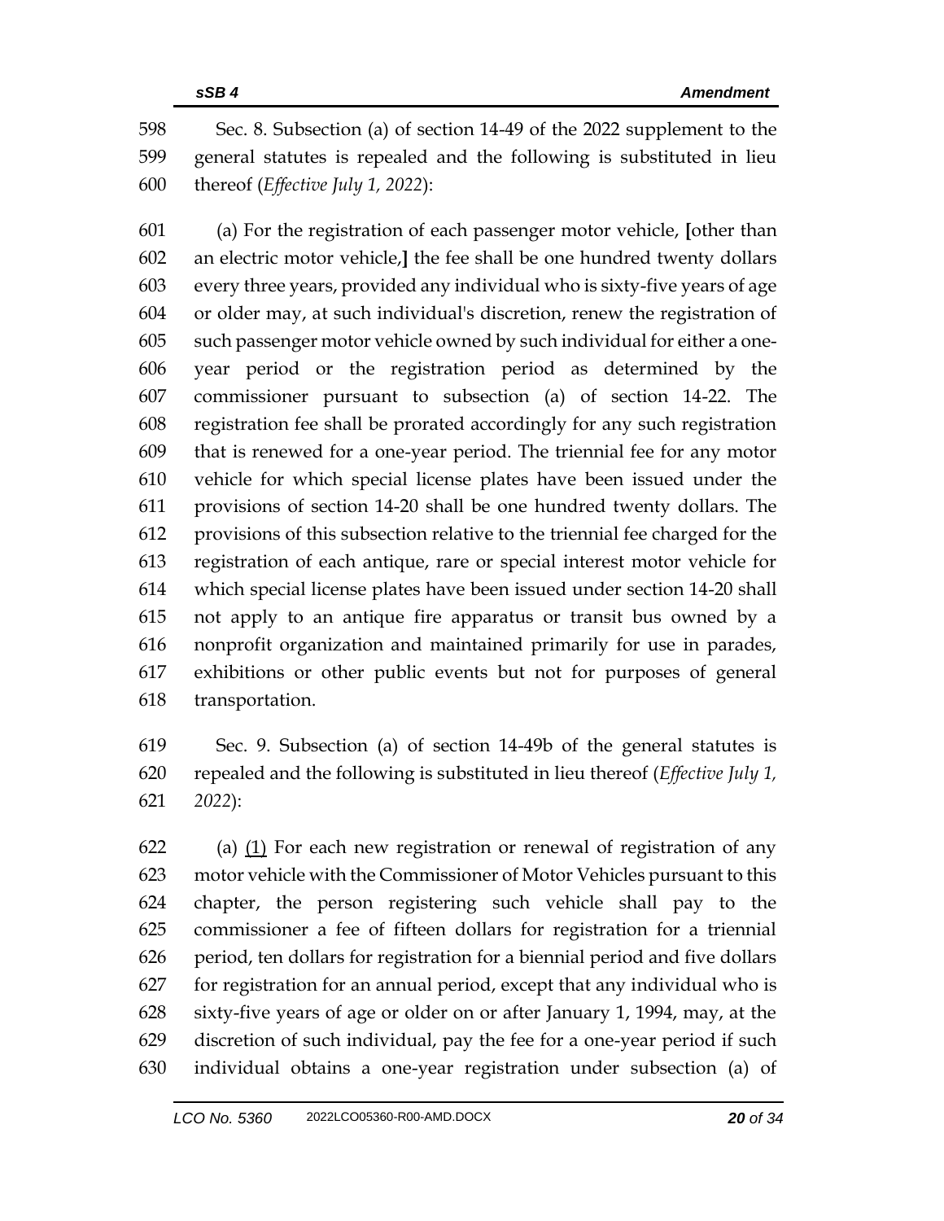Sec. 8. Subsection (a) of section 14-49 of the 2022 supplement to the general statutes is repealed and the following is substituted in lieu thereof (*Effective July 1, 2022*):

(a) For the registration of each passenger motor vehicle, **[**other than an electric motor vehicle,**]** the fee shall be one hundred twenty dollars every three years, provided any individual who is sixty-five years of age or older may, at such individual's discretion, renew the registration of such passenger motor vehicle owned by such individual for either a one-year period or the registration period as determined by the commissioner pursuant to subsection (a) of section 14-22. The registration fee shall be prorated accordingly for any such registration that is renewed for a one-year period. The triennial fee for any motor vehicle for which special license plates have been issued under the provisions of section 14-20 shall be one hundred twenty dollars. The provisions of this subsection relative to the triennial fee charged for the registration of each antique, rare or special interest motor vehicle for which special license plates have been issued under section 14-20 shall not apply to an antique fire apparatus or transit bus owned by a nonprofit organization and maintained primarily for use in parades, exhibitions or other public events but not for purposes of general transportation.

Sec. 9. Subsection (a) of section 14-49b of the general statutes is repealed and the following is substituted in lieu thereof (*Effective July 1, 2022*):

(a) <u>(1)</u> For each new registration or renewal of registration of any motor vehicle with the Commissioner of Motor Vehicles pursuant to this chapter, the person registering such vehicle shall pay to the commissioner a fee of fifteen dollars for registration for a triennial period, ten dollars for registration for a biennial period and five dollars for registration for an annual period, except that any individual who is sixty-five years of age or older on or after January 1, 1994, may, at the discretion of such individual, pay the fee for a one-year period if such individual obtains a one-year registration under subsection (a) of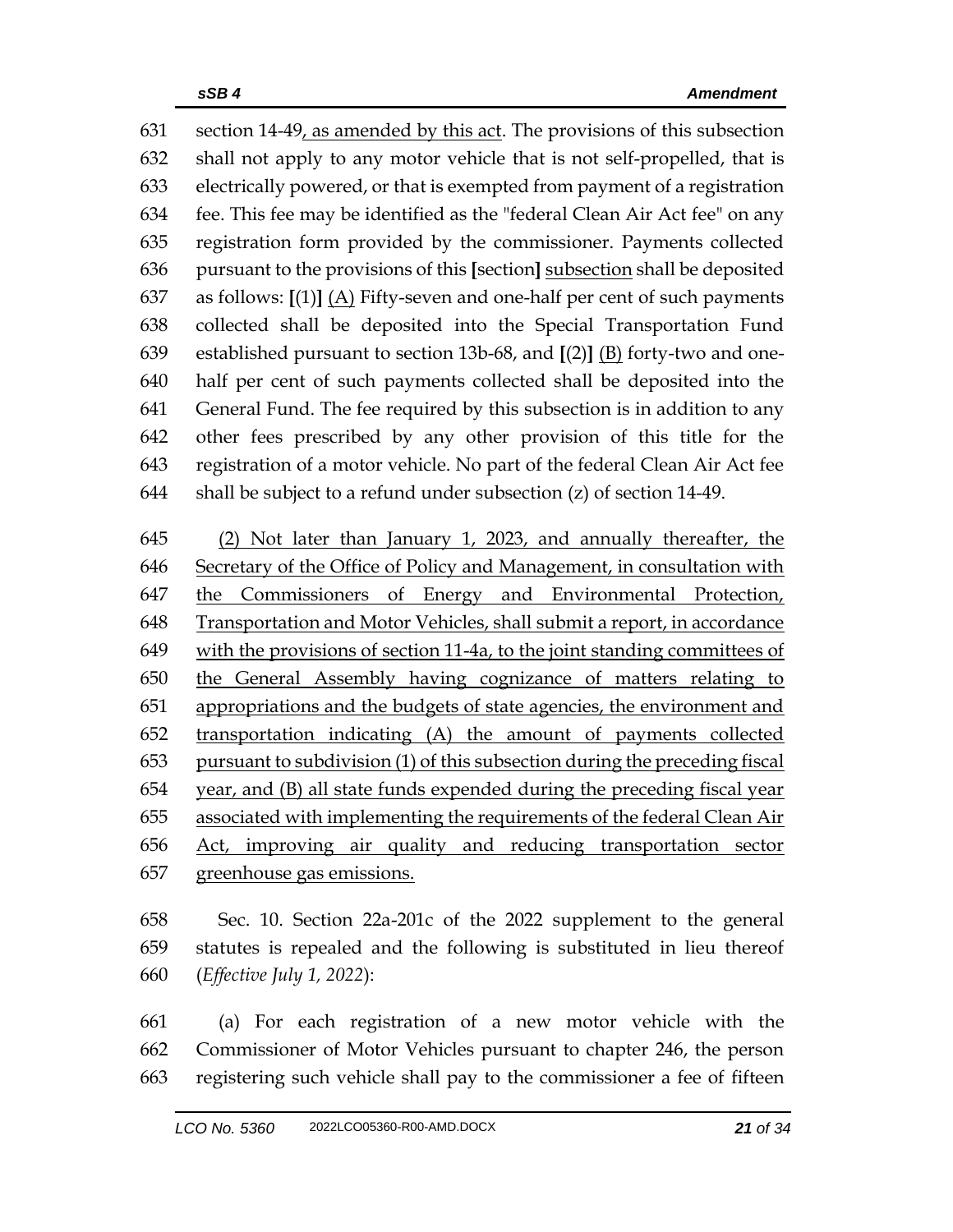section 14-49, as amended by this act. The provisions of this subsection shall not apply to any motor vehicle that is not self-propelled, that is electrically powered, or that is exempted from payment of a registration fee. This fee may be identified as the "federal Clean Air Act fee" on any registration form provided by the commissioner. Payments collected pursuant to the provisions of this [section] subsection shall be deposited as follows: [(1)] (A) Fifty-seven and one-half per cent of such payments collected shall be deposited into the Special Transportation Fund established pursuant to section 13b-68, and [(2)] (B) forty-two and one-half per cent of such payments collected shall be deposited into the General Fund. The fee required by this subsection is in addition to any other fees prescribed by any other provision of this title for the registration of a motor vehicle. No part of the federal Clean Air Act fee shall be subject to a refund under subsection (z) of section 14-49.

(2) Not later than January 1, 2023, and annually thereafter, the Secretary of the Office of Policy and Management, in consultation with the Commissioners of Energy and Environmental Protection, Transportation and Motor Vehicles, shall submit a report, in accordance with the provisions of section 11-4a, to the joint standing committees of the General Assembly having cognizance of matters relating to appropriations and the budgets of state agencies, the environment and transportation indicating (A) the amount of payments collected pursuant to subdivision (1) of this subsection during the preceding fiscal year, and (B) all state funds expended during the preceding fiscal year associated with implementing the requirements of the federal Clean Air Act, improving air quality and reducing transportation sector greenhouse gas emissions.

Sec. 10. Section 22a-201c of the 2022 supplement to the general statutes is repealed and the following is substituted in lieu thereof (*Effective July 1, 2022*):

(a) For each registration of a new motor vehicle with the Commissioner of Motor Vehicles pursuant to chapter 246, the person registering such vehicle shall pay to the commissioner a fee of fifteen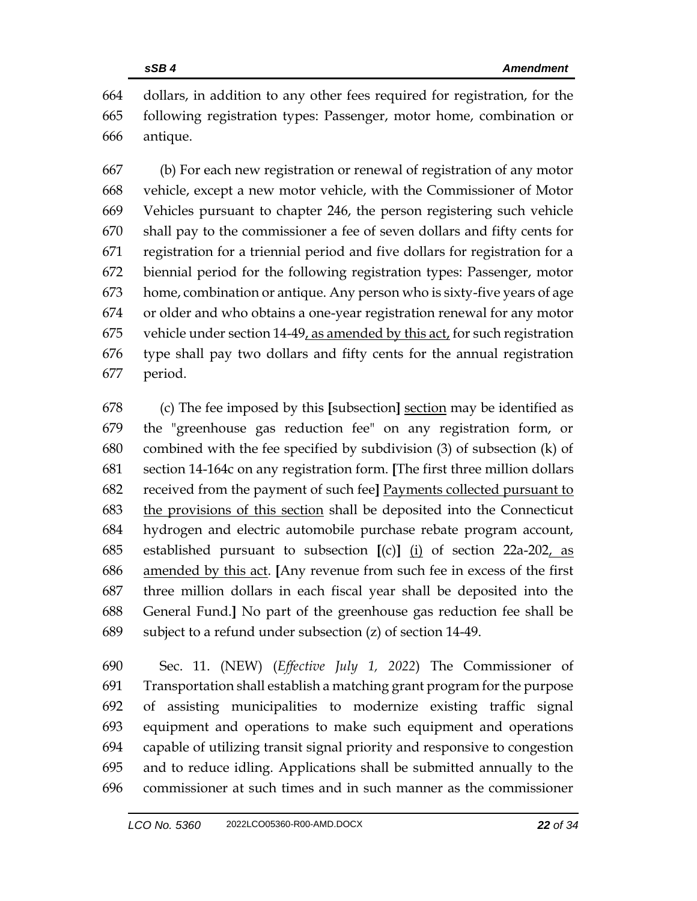664 dollars, in addition to any other fees required for registration, for the
665 following registration types: Passenger, motor home, combination or
666 antique.

667 (b) For each new registration or renewal of registration of any motor
668 vehicle, except a new motor vehicle, with the Commissioner of Motor
669 Vehicles pursuant to chapter 246, the person registering such vehicle
670 shall pay to the commissioner a fee of seven dollars and fifty cents for
671 registration for a triennial period and five dollars for registration for a
672 biennial period for the following registration types: Passenger, motor
673 home, combination or antique. Any person who is sixty-five years of age
674 or older and who obtains a one-year registration renewal for any motor
675 vehicle under section 14-49<u>, as amended by this act,</u> for such registration
676 type shall pay two dollars and fifty cents for the annual registration
677 period.

678 (c) The fee imposed by this **[**subsection**]** <u>section</u> may be identified as
679 the "greenhouse gas reduction fee" on any registration form, or
680 combined with the fee specified by subdivision (3) of subsection (k) of
681 section 14-164c on any registration form. **[**The first three million dollars
682 received from the payment of such fee**]** <u>Payments collected pursuant to</u>
683 <u>the provisions of this section</u> shall be deposited into the Connecticut
684 hydrogen and electric automobile purchase rebate program account,
685 established pursuant to subsection **[**(c)**]** <u>(i)</u> of section 22a-202<u>, as</u>
686 <u>amended by this act</u>. **[**Any revenue from such fee in excess of the first
687 three million dollars in each fiscal year shall be deposited into the
688 General Fund.**]** No part of the greenhouse gas reduction fee shall be
689 subject to a refund under subsection (z) of section 14-49.

690 Sec. 11. (NEW) (*Effective July 1, 2022*) The Commissioner of
691 Transportation shall establish a matching grant program for the purpose
692 of assisting municipalities to modernize existing traffic signal
693 equipment and operations to make such equipment and operations
694 capable of utilizing transit signal priority and responsive to congestion
695 and to reduce idling. Applications shall be submitted annually to the
696 commissioner at such times and in such manner as the commissioner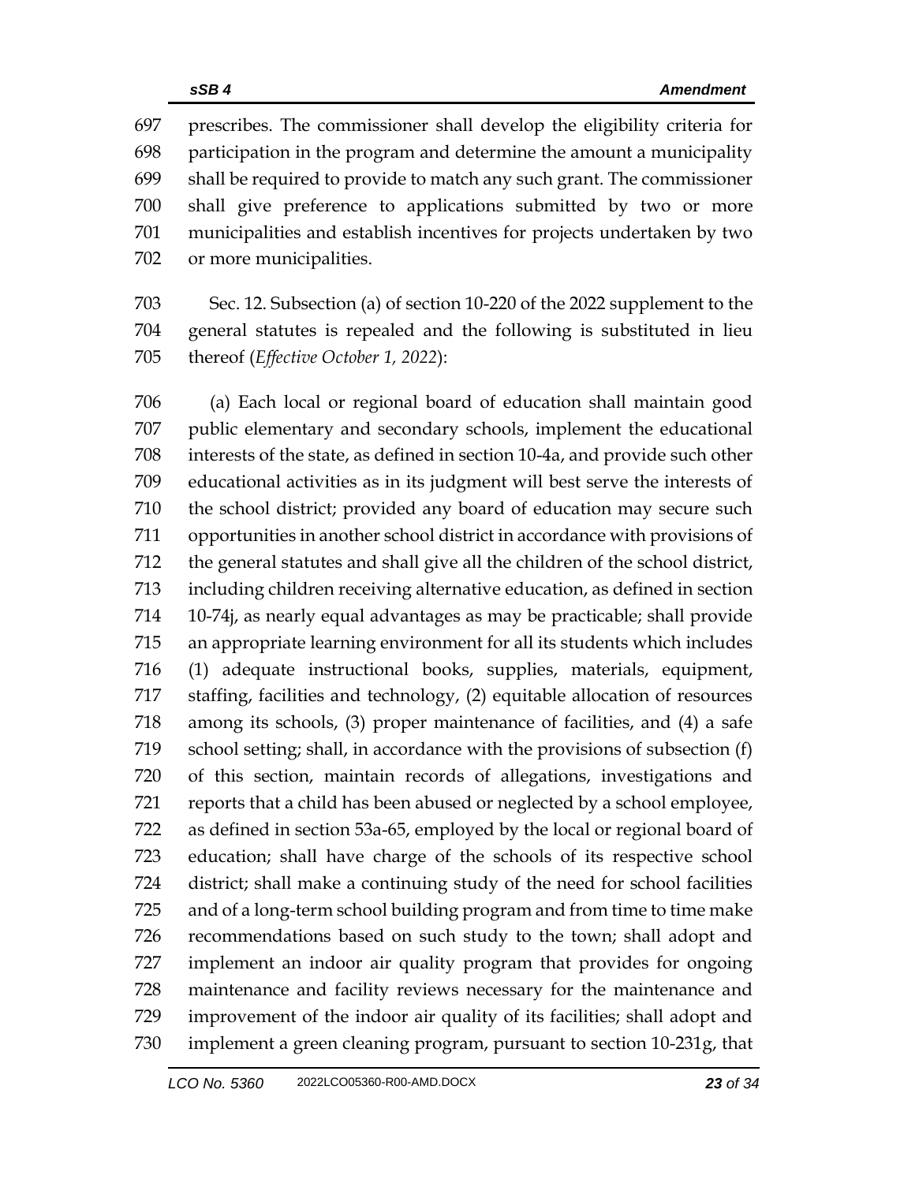prescribes. The commissioner shall develop the eligibility criteria for participation in the program and determine the amount a municipality shall be required to provide to match any such grant. The commissioner shall give preference to applications submitted by two or more municipalities and establish incentives for projects undertaken by two or more municipalities.

Sec. 12. Subsection (a) of section 10-220 of the 2022 supplement to the general statutes is repealed and the following is substituted in lieu thereof (*Effective October 1, 2022*):

(a) Each local or regional board of education shall maintain good public elementary and secondary schools, implement the educational interests of the state, as defined in section 10-4a, and provide such other educational activities as in its judgment will best serve the interests of the school district; provided any board of education may secure such opportunities in another school district in accordance with provisions of the general statutes and shall give all the children of the school district, including children receiving alternative education, as defined in section 10-74j, as nearly equal advantages as may be practicable; shall provide an appropriate learning environment for all its students which includes (1) adequate instructional books, supplies, materials, equipment, staffing, facilities and technology, (2) equitable allocation of resources among its schools, (3) proper maintenance of facilities, and (4) a safe school setting; shall, in accordance with the provisions of subsection (f) of this section, maintain records of allegations, investigations and reports that a child has been abused or neglected by a school employee, as defined in section 53a-65, employed by the local or regional board of education; shall have charge of the schools of its respective school district; shall make a continuing study of the need for school facilities and of a long-term school building program and from time to time make recommendations based on such study to the town; shall adopt and implement an indoor air quality program that provides for ongoing maintenance and facility reviews necessary for the maintenance and improvement of the indoor air quality of its facilities; shall adopt and implement a green cleaning program, pursuant to section 10-231g, that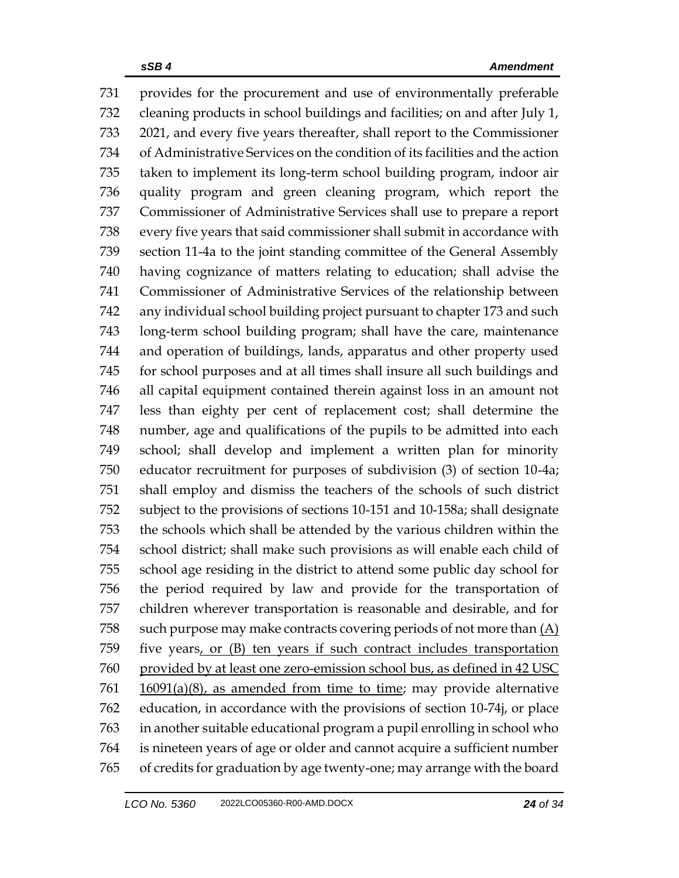731 provides for the procurement and use of environmentally preferable
732 cleaning products in school buildings and facilities; on and after July 1,
733 2021, and every five years thereafter, shall report to the Commissioner
734 of Administrative Services on the condition of its facilities and the action
735 taken to implement its long-term school building program, indoor air
736 quality program and green cleaning program, which report the
737 Commissioner of Administrative Services shall use to prepare a report
738 every five years that said commissioner shall submit in accordance with
739 section 11-4a to the joint standing committee of the General Assembly
740 having cognizance of matters relating to education; shall advise the
741 Commissioner of Administrative Services of the relationship between
742 any individual school building project pursuant to chapter 173 and such
743 long-term school building program; shall have the care, maintenance
744 and operation of buildings, lands, apparatus and other property used
745 for school purposes and at all times shall insure all such buildings and
746 all capital equipment contained therein against loss in an amount not
747 less than eighty per cent of replacement cost; shall determine the
748 number, age and qualifications of the pupils to be admitted into each
749 school; shall develop and implement a written plan for minority
750 educator recruitment for purposes of subdivision (3) of section 10-4a;
751 shall employ and dismiss the teachers of the schools of such district
752 subject to the provisions of sections 10-151 and 10-158a; shall designate
753 the schools which shall be attended by the various children within the
754 school district; shall make such provisions as will enable each child of
755 school age residing in the district to attend some public day school for
756 the period required by law and provide for the transportation of
757 children wherever transportation is reasonable and desirable, and for
758 such purpose may make contracts covering periods of not more than <u>(A)</u>
759 five years<u>, or (B) ten years if such contract includes transportation</u>
760 <u>provided by at least one zero-emission school bus, as defined in 42 USC</u>
761 <u>16091(a)(8), as amended from time to time</u>; may provide alternative
762 education, in accordance with the provisions of section 10-74j, or place
763 in another suitable educational program a pupil enrolling in school who
764 is nineteen years of age or older and cannot acquire a sufficient number
765 of credits for graduation by age twenty-one; may arrange with the board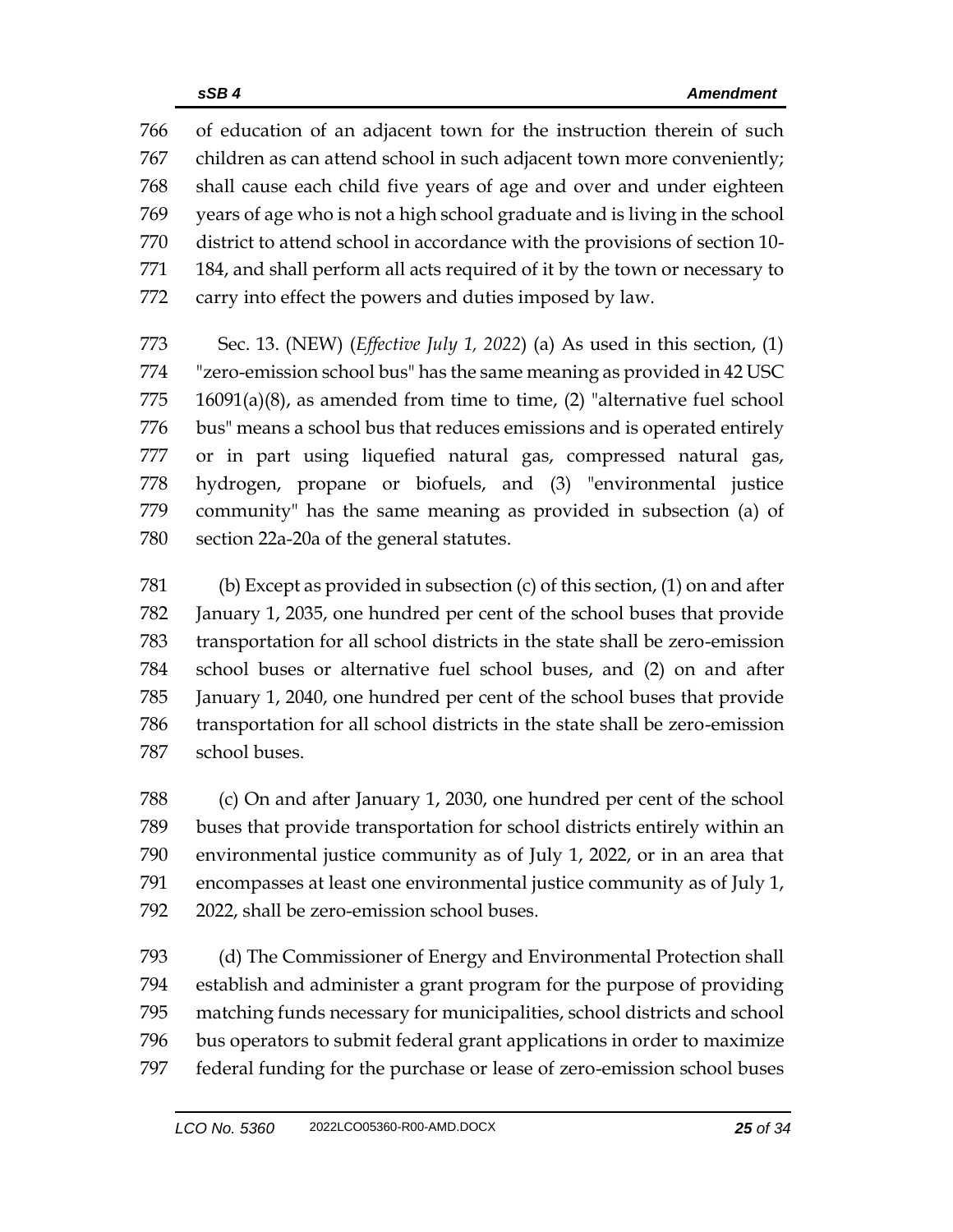of education of an adjacent town for the instruction therein of such children as can attend school in such adjacent town more conveniently; shall cause each child five years of age and over and under eighteen years of age who is not a high school graduate and is living in the school district to attend school in accordance with the provisions of section 10-184, and shall perform all acts required of it by the town or necessary to carry into effect the powers and duties imposed by law.

Sec. 13. (NEW) (*Effective July 1, 2022*) (a) As used in this section, (1) "zero-emission school bus" has the same meaning as provided in 42 USC 16091(a)(8), as amended from time to time, (2) "alternative fuel school bus" means a school bus that reduces emissions and is operated entirely or in part using liquefied natural gas, compressed natural gas, hydrogen, propane or biofuels, and (3) "environmental justice community" has the same meaning as provided in subsection (a) of section 22a-20a of the general statutes.

(b) Except as provided in subsection (c) of this section, (1) on and after January 1, 2035, one hundred per cent of the school buses that provide transportation for all school districts in the state shall be zero-emission school buses or alternative fuel school buses, and (2) on and after January 1, 2040, one hundred per cent of the school buses that provide transportation for all school districts in the state shall be zero-emission school buses.

(c) On and after January 1, 2030, one hundred per cent of the school buses that provide transportation for school districts entirely within an environmental justice community as of July 1, 2022, or in an area that encompasses at least one environmental justice community as of July 1, 2022, shall be zero-emission school buses.

(d) The Commissioner of Energy and Environmental Protection shall establish and administer a grant program for the purpose of providing matching funds necessary for municipalities, school districts and school bus operators to submit federal grant applications in order to maximize federal funding for the purchase or lease of zero-emission school buses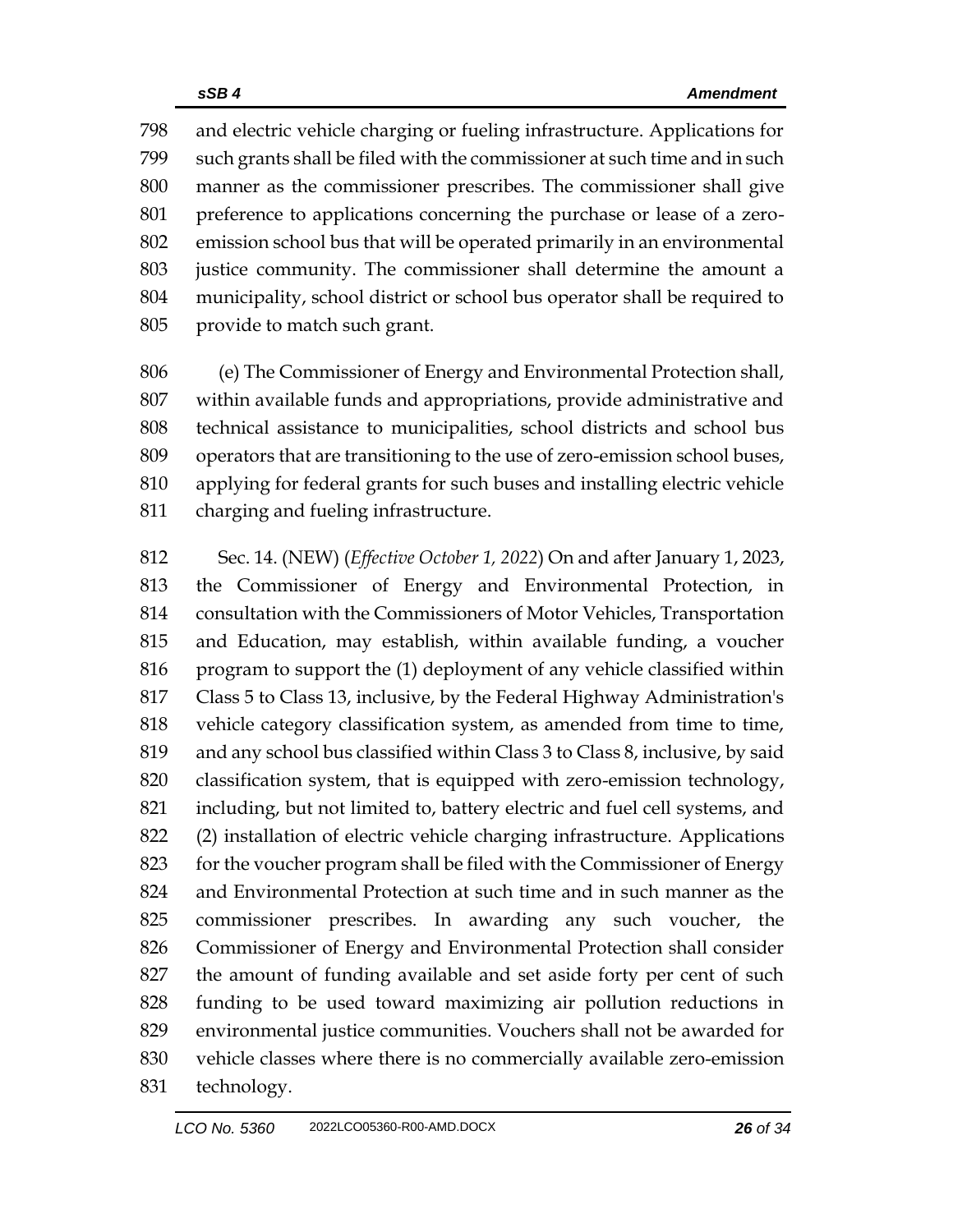and electric vehicle charging or fueling infrastructure. Applications for such grants shall be filed with the commissioner at such time and in such manner as the commissioner prescribes. The commissioner shall give preference to applications concerning the purchase or lease of a zero-emission school bus that will be operated primarily in an environmental justice community. The commissioner shall determine the amount a municipality, school district or school bus operator shall be required to provide to match such grant.

(e) The Commissioner of Energy and Environmental Protection shall, within available funds and appropriations, provide administrative and technical assistance to municipalities, school districts and school bus operators that are transitioning to the use of zero-emission school buses, applying for federal grants for such buses and installing electric vehicle charging and fueling infrastructure.

Sec. 14. (NEW) (*Effective October 1, 2022*) On and after January 1, 2023, the Commissioner of Energy and Environmental Protection, in consultation with the Commissioners of Motor Vehicles, Transportation and Education, may establish, within available funding, a voucher program to support the (1) deployment of any vehicle classified within Class 5 to Class 13, inclusive, by the Federal Highway Administration's vehicle category classification system, as amended from time to time, and any school bus classified within Class 3 to Class 8, inclusive, by said classification system, that is equipped with zero-emission technology, including, but not limited to, battery electric and fuel cell systems, and (2) installation of electric vehicle charging infrastructure. Applications for the voucher program shall be filed with the Commissioner of Energy and Environmental Protection at such time and in such manner as the commissioner prescribes. In awarding any such voucher, the Commissioner of Energy and Environmental Protection shall consider the amount of funding available and set aside forty per cent of such funding to be used toward maximizing air pollution reductions in environmental justice communities. Vouchers shall not be awarded for vehicle classes where there is no commercially available zero-emission technology.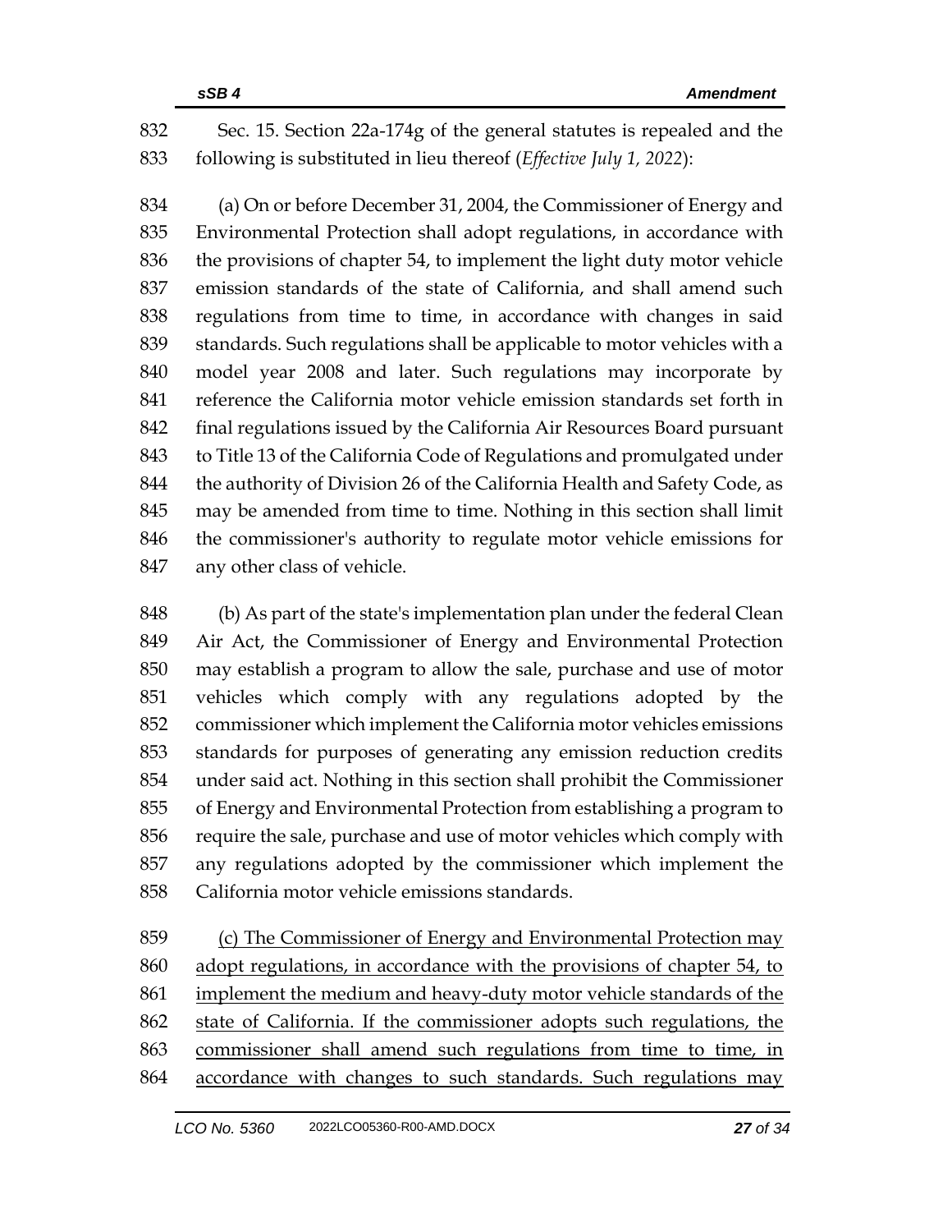Sec. 15. Section 22a-174g of the general statutes is repealed and the following is substituted in lieu thereof (*Effective July 1, 2022*):

(a) On or before December 31, 2004, the Commissioner of Energy and Environmental Protection shall adopt regulations, in accordance with the provisions of chapter 54, to implement the light duty motor vehicle emission standards of the state of California, and shall amend such regulations from time to time, in accordance with changes in said standards. Such regulations shall be applicable to motor vehicles with a model year 2008 and later. Such regulations may incorporate by reference the California motor vehicle emission standards set forth in final regulations issued by the California Air Resources Board pursuant to Title 13 of the California Code of Regulations and promulgated under the authority of Division 26 of the California Health and Safety Code, as may be amended from time to time. Nothing in this section shall limit the commissioner's authority to regulate motor vehicle emissions for any other class of vehicle.

(b) As part of the state's implementation plan under the federal Clean Air Act, the Commissioner of Energy and Environmental Protection may establish a program to allow the sale, purchase and use of motor vehicles which comply with any regulations adopted by the commissioner which implement the California motor vehicles emissions standards for purposes of generating any emission reduction credits under said act. Nothing in this section shall prohibit the Commissioner of Energy and Environmental Protection from establishing a program to require the sale, purchase and use of motor vehicles which comply with any regulations adopted by the commissioner which implement the California motor vehicle emissions standards.

<u>(c) The Commissioner of Energy and Environmental Protection may adopt regulations, in accordance with the provisions of chapter 54, to implement the medium and heavy-duty motor vehicle standards of the state of California. If the commissioner adopts such regulations, the commissioner shall amend such regulations from time to time, in accordance with changes to such standards. Such regulations may</u>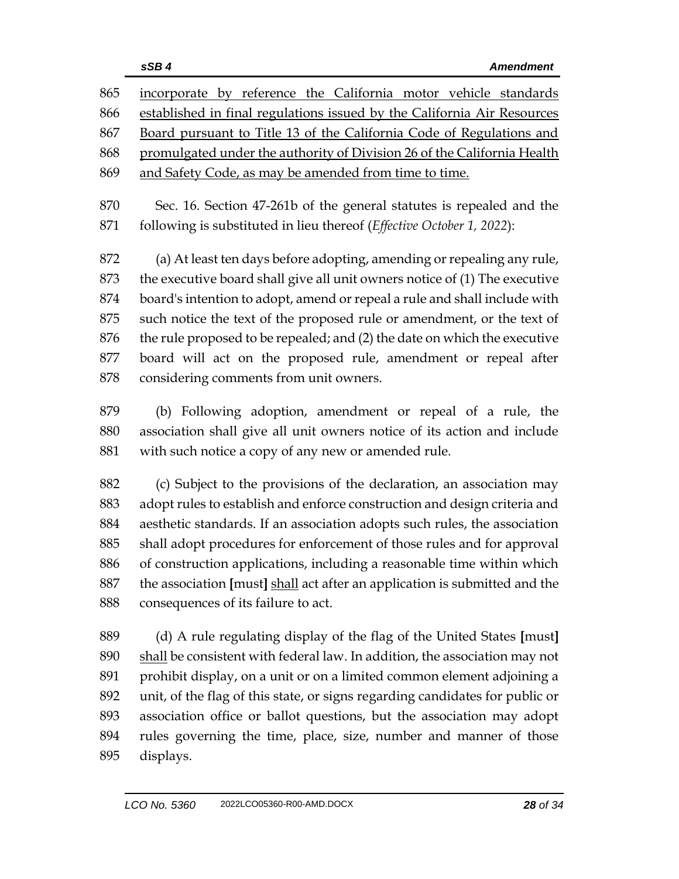865 incorporate by reference the California motor vehicle standards
866 established in final regulations issued by the California Air Resources
867 Board pursuant to Title 13 of the California Code of Regulations and
868 promulgated under the authority of Division 26 of the California Health
869 and Safety Code, as may be amended from time to time.

870 Sec. 16. Section 47-261b of the general statutes is repealed and the
871 following is substituted in lieu thereof (*Effective October 1, 2022*):

872 (a) At least ten days before adopting, amending or repealing any rule,
873 the executive board shall give all unit owners notice of (1) The executive
874 board's intention to adopt, amend or repeal a rule and shall include with
875 such notice the text of the proposed rule or amendment, or the text of
876 the rule proposed to be repealed; and (2) the date on which the executive
877 board will act on the proposed rule, amendment or repeal after
878 considering comments from unit owners.

879 (b) Following adoption, amendment or repeal of a rule, the
880 association shall give all unit owners notice of its action and include
881 with such notice a copy of any new or amended rule.

882 (c) Subject to the provisions of the declaration, an association may
883 adopt rules to establish and enforce construction and design criteria and
884 aesthetic standards. If an association adopts such rules, the association
885 shall adopt procedures for enforcement of those rules and for approval
886 of construction applications, including a reasonable time within which
887 the association **[**must**]** shall act after an application is submitted and the
888 consequences of its failure to act.

889 (d) A rule regulating display of the flag of the United States **[**must**]**
890 shall be consistent with federal law. In addition, the association may not
891 prohibit display, on a unit or on a limited common element adjoining a
892 unit, of the flag of this state, or signs regarding candidates for public or
893 association office or ballot questions, but the association may adopt
894 rules governing the time, place, size, number and manner of those
895 displays.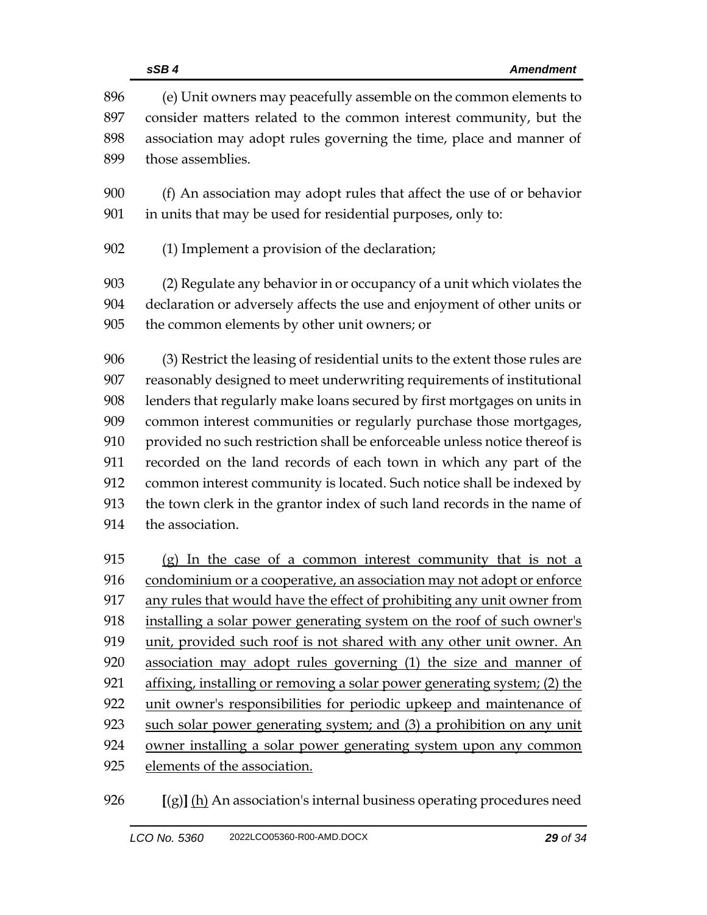(e) Unit owners may peacefully assemble on the common elements to consider matters related to the common interest community, but the association may adopt rules governing the time, place and manner of those assemblies.

(f) An association may adopt rules that affect the use of or behavior in units that may be used for residential purposes, only to:

(1) Implement a provision of the declaration;

(2) Regulate any behavior in or occupancy of a unit which violates the declaration or adversely affects the use and enjoyment of other units or the common elements by other unit owners; or

(3) Restrict the leasing of residential units to the extent those rules are reasonably designed to meet underwriting requirements of institutional lenders that regularly make loans secured by first mortgages on units in common interest communities or regularly purchase those mortgages, provided no such restriction shall be enforceable unless notice thereof is recorded on the land records of each town in which any part of the common interest community is located. Such notice shall be indexed by the town clerk in the grantor index of such land records in the name of the association.

<u>(g) In the case of a common interest community that is not a condominium or a cooperative, an association may not adopt or enforce any rules that would have the effect of prohibiting any unit owner from installing a solar power generating system on the roof of such owner's unit, provided such roof is not shared with any other unit owner. An association may adopt rules governing (1) the size and manner of affixing, installing or removing a solar power generating system; (2) the unit owner's responsibilities for periodic upkeep and maintenance of such solar power generating system; and (3) a prohibition on any unit owner installing a solar power generating system upon any common elements of the association.</u>

**[**(g)**]** <u>(h)</u> An association's internal business operating procedures need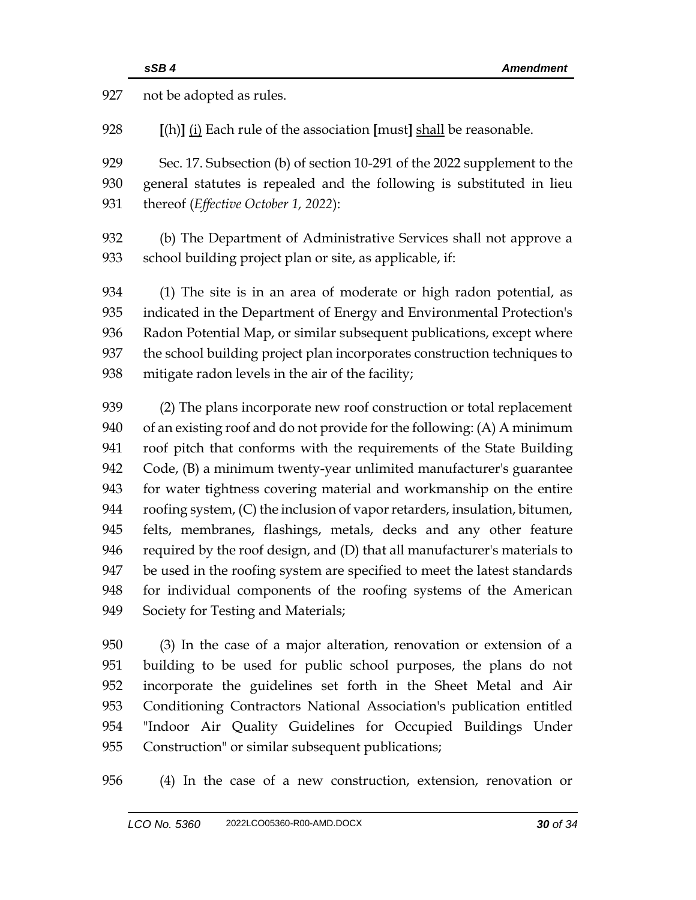not be adopted as rules.

[(h)] (i) Each rule of the association [must] shall be reasonable.

Sec. 17. Subsection (b) of section 10-291 of the 2022 supplement to the general statutes is repealed and the following is substituted in lieu thereof (*Effective October 1, 2022*):

(b) The Department of Administrative Services shall not approve a school building project plan or site, as applicable, if:

(1) The site is in an area of moderate or high radon potential, as indicated in the Department of Energy and Environmental Protection's Radon Potential Map, or similar subsequent publications, except where the school building project plan incorporates construction techniques to mitigate radon levels in the air of the facility;

(2) The plans incorporate new roof construction or total replacement of an existing roof and do not provide for the following: (A) A minimum roof pitch that conforms with the requirements of the State Building Code, (B) a minimum twenty-year unlimited manufacturer's guarantee for water tightness covering material and workmanship on the entire roofing system, (C) the inclusion of vapor retarders, insulation, bitumen, felts, membranes, flashings, metals, decks and any other feature required by the roof design, and (D) that all manufacturer's materials to be used in the roofing system are specified to meet the latest standards for individual components of the roofing systems of the American Society for Testing and Materials;

(3) In the case of a major alteration, renovation or extension of a building to be used for public school purposes, the plans do not incorporate the guidelines set forth in the Sheet Metal and Air Conditioning Contractors National Association's publication entitled "Indoor Air Quality Guidelines for Occupied Buildings Under Construction" or similar subsequent publications;

(4) In the case of a new construction, extension, renovation or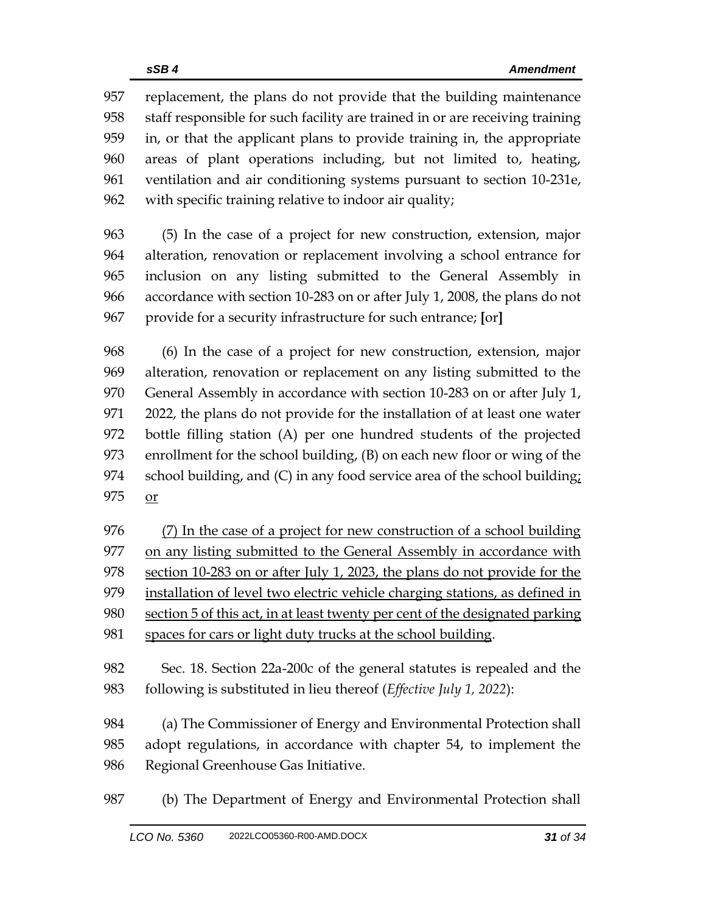replacement, the plans do not provide that the building maintenance staff responsible for such facility are trained in or are receiving training in, or that the applicant plans to provide training in, the appropriate areas of plant operations including, but not limited to, heating, ventilation and air conditioning systems pursuant to section 10-231e, with specific training relative to indoor air quality;

(5) In the case of a project for new construction, extension, major alteration, renovation or replacement involving a school entrance for inclusion on any listing submitted to the General Assembly in accordance with section 10-283 on or after July 1, 2008, the plans do not provide for a security infrastructure for such entrance; **[**or**]**

(6) In the case of a project for new construction, extension, major alteration, renovation or replacement on any listing submitted to the General Assembly in accordance with section 10-283 on or after July 1, 2022, the plans do not provide for the installation of at least one water bottle filling station (A) per one hundred students of the projected enrollment for the school building, (B) on each new floor or wing of the school building, and (C) in any food service area of the school building<u>; or</u>

<u>(7) In the case of a project for new construction of a school building on any listing submitted to the General Assembly in accordance with section 10-283 on or after July 1, 2023, the plans do not provide for the installation of level two electric vehicle charging stations, as defined in section 5 of this act, in at least twenty per cent of the designated parking spaces for cars or light duty trucks at the school building</u>.

Sec. 18. Section 22a-200c of the general statutes is repealed and the following is substituted in lieu thereof (*Effective July 1, 2022*):

(a) The Commissioner of Energy and Environmental Protection shall adopt regulations, in accordance with chapter 54, to implement the Regional Greenhouse Gas Initiative.

(b) The Department of Energy and Environmental Protection shall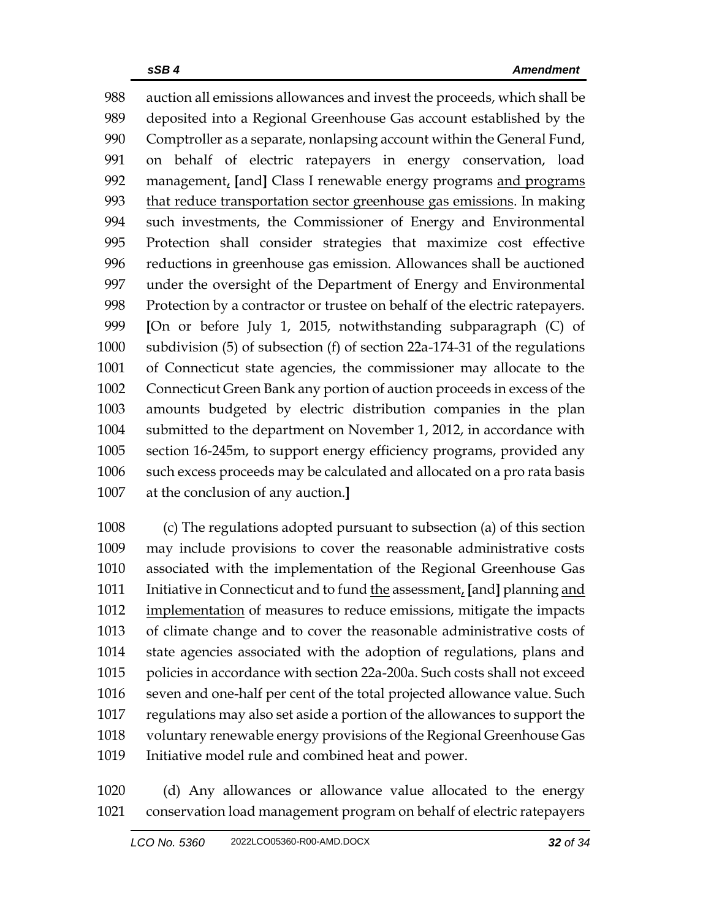988 auction all emissions allowances and invest the proceeds, which shall be
989 deposited into a Regional Greenhouse Gas account established by the
990 Comptroller as a separate, nonlapsing account within the General Fund,
991 on behalf of electric ratepayers in energy conservation, load
992 management, [and] Class I renewable energy programs and programs
993 that reduce transportation sector greenhouse gas emissions. In making
994 such investments, the Commissioner of Energy and Environmental
995 Protection shall consider strategies that maximize cost effective
996 reductions in greenhouse gas emission. Allowances shall be auctioned
997 under the oversight of the Department of Energy and Environmental
998 Protection by a contractor or trustee on behalf of the electric ratepayers.
999 [On or before July 1, 2015, notwithstanding subparagraph (C) of
1000 subdivision (5) of subsection (f) of section 22a-174-31 of the regulations
1001 of Connecticut state agencies, the commissioner may allocate to the
1002 Connecticut Green Bank any portion of auction proceeds in excess of the
1003 amounts budgeted by electric distribution companies in the plan
1004 submitted to the department on November 1, 2012, in accordance with
1005 section 16-245m, to support energy efficiency programs, provided any
1006 such excess proceeds may be calculated and allocated on a pro rata basis
1007 at the conclusion of any auction.]

1008 (c) The regulations adopted pursuant to subsection (a) of this section
1009 may include provisions to cover the reasonable administrative costs
1010 associated with the implementation of the Regional Greenhouse Gas
1011 Initiative in Connecticut and to fund the assessment, [and] planning and
1012 implementation of measures to reduce emissions, mitigate the impacts
1013 of climate change and to cover the reasonable administrative costs of
1014 state agencies associated with the adoption of regulations, plans and
1015 policies in accordance with section 22a-200a. Such costs shall not exceed
1016 seven and one-half per cent of the total projected allowance value. Such
1017 regulations may also set aside a portion of the allowances to support the
1018 voluntary renewable energy provisions of the Regional Greenhouse Gas
1019 Initiative model rule and combined heat and power.

1020 (d) Any allowances or allowance value allocated to the energy
1021 conservation load management program on behalf of electric ratepayers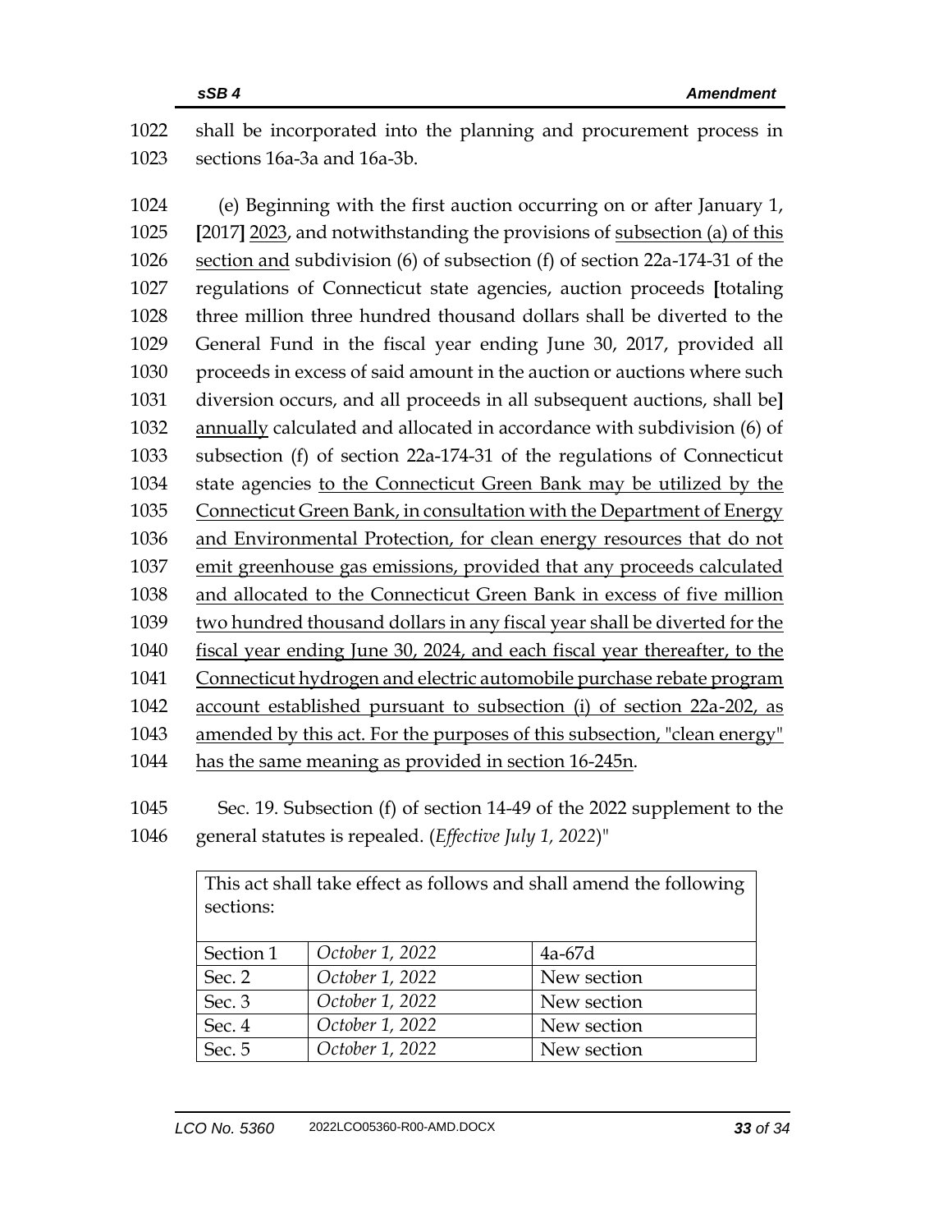shall be incorporated into the planning and procurement process in sections 16a-3a and 16a-3b.

(e) Beginning with the first auction occurring on or after January 1, [2017] 2023, and notwithstanding the provisions of subsection (a) of this section and subdivision (6) of subsection (f) of section 22a-174-31 of the regulations of Connecticut state agencies, auction proceeds [totaling three million three hundred thousand dollars shall be diverted to the General Fund in the fiscal year ending June 30, 2017, provided all proceeds in excess of said amount in the auction or auctions where such diversion occurs, and all proceeds in all subsequent auctions, shall be] annually calculated and allocated in accordance with subdivision (6) of subsection (f) of section 22a-174-31 of the regulations of Connecticut state agencies to the Connecticut Green Bank may be utilized by the Connecticut Green Bank, in consultation with the Department of Energy and Environmental Protection, for clean energy resources that do not emit greenhouse gas emissions, provided that any proceeds calculated and allocated to the Connecticut Green Bank in excess of five million two hundred thousand dollars in any fiscal year shall be diverted for the fiscal year ending June 30, 2024, and each fiscal year thereafter, to the Connecticut hydrogen and electric automobile purchase rebate program account established pursuant to subsection (i) of section 22a-202, as amended by this act. For the purposes of this subsection, "clean energy" has the same meaning as provided in section 16-245n.

Sec. 19. Subsection (f) of section 14-49 of the 2022 supplement to the general statutes is repealed. (*Effective July 1, 2022*)"

| This act shall take effect as follows and shall amend the following sections: | | |
|---|---|---|
| Section 1 | *October 1, 2022* | 4a-67d |
| Sec. 2 | *October 1, 2022* | New section |
| Sec. 3 | *October 1, 2022* | New section |
| Sec. 4 | *October 1, 2022* | New section |
| Sec. 5 | *October 1, 2022* | New section |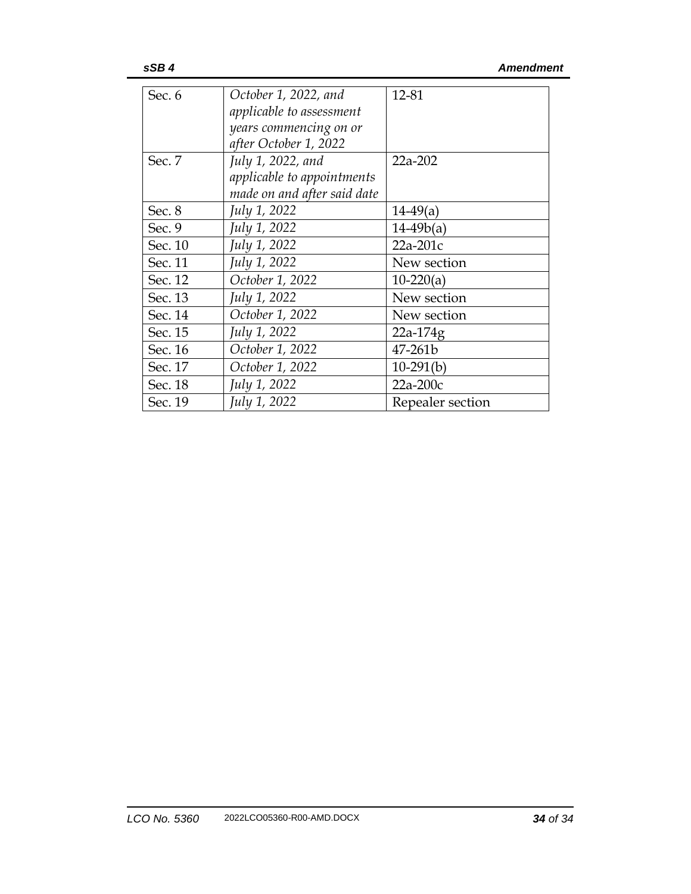| | | |
|---|---|---|
| Sec. 6 | *October 1, 2022, and applicable to assessment years commencing on or after October 1, 2022* | 12-81 |
| Sec. 7 | *July 1, 2022, and applicable to appointments made on and after said date* | 22a-202 |
| Sec. 8 | *July 1, 2022* | 14-49(a) |
| Sec. 9 | *July 1, 2022* | 14-49b(a) |
| Sec. 10 | *July 1, 2022* | 22a-201c |
| Sec. 11 | *July 1, 2022* | New section |
| Sec. 12 | *October 1, 2022* | 10-220(a) |
| Sec. 13 | *July 1, 2022* | New section |
| Sec. 14 | *October 1, 2022* | New section |
| Sec. 15 | *July 1, 2022* | 22a-174g |
| Sec. 16 | *October 1, 2022* | 47-261b |
| Sec. 17 | *October 1, 2022* | 10-291(b) |
| Sec. 18 | *July 1, 2022* | 22a-200c |
| Sec. 19 | *July 1, 2022* | Repealer section |